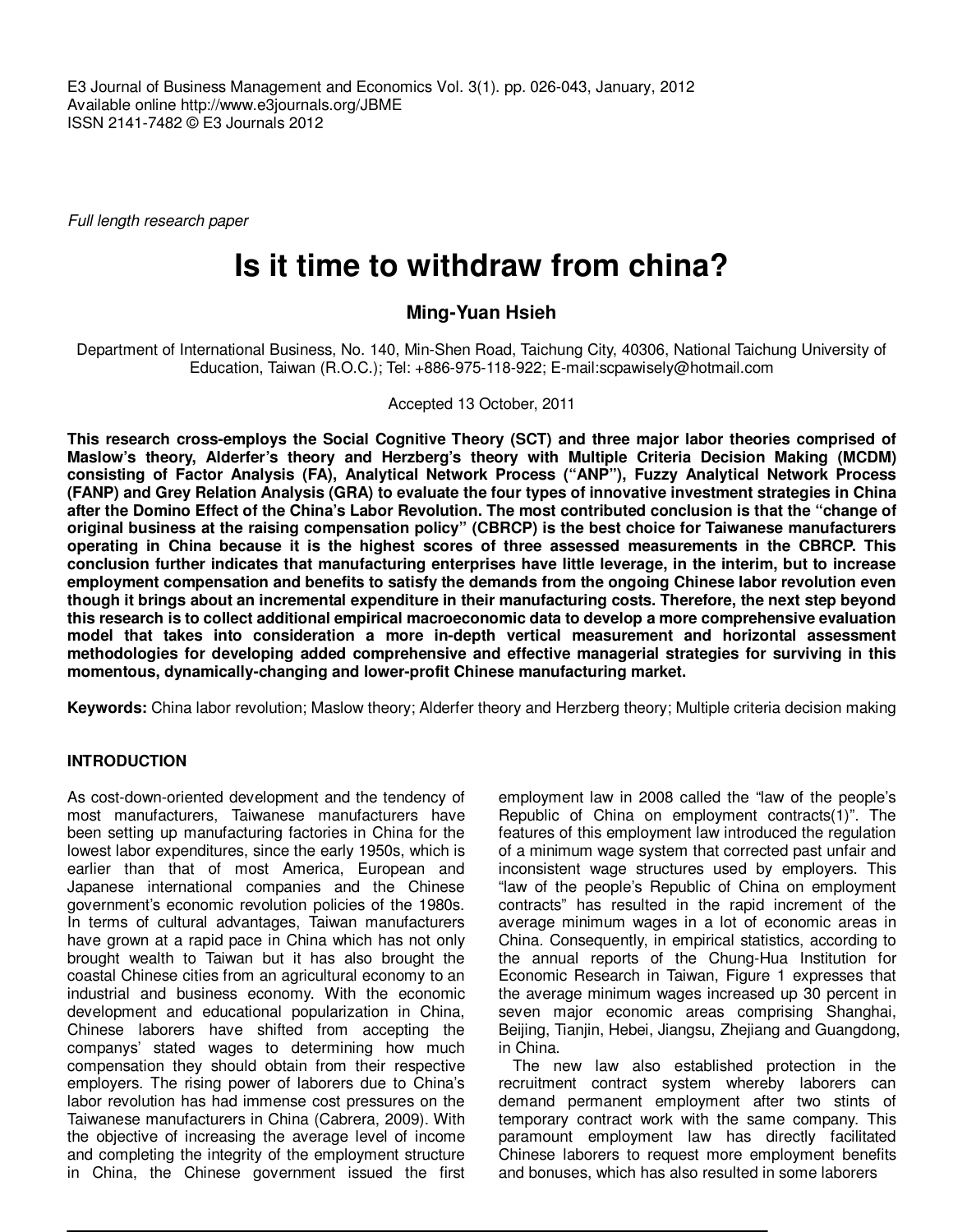E3 Journal of Business Management and Economics Vol. 3(1). pp. 026-043, January, 2012
Available online http://www.e3journals.org/JBME
ISSN 2141-7482 © E3 Journals 2012

*Full length research paper*

# Is it time to withdraw from china?

**Ming-Yuan Hsieh**

Department of International Business, No. 140, Min-Shen Road, Taichung City, 40306, National Taichung University of Education, Taiwan (R.O.C.); Tel: +886-975-118-922; E-mail:scpawisely@hotmail.com

Accepted 13 October, 2011

**This research cross-employs the Social Cognitive Theory (SCT) and three major labor theories comprised of Maslow's theory, Alderfer's theory and Herzberg's theory with Multiple Criteria Decision Making (MCDM) consisting of Factor Analysis (FA), Analytical Network Process ("ANP"), Fuzzy Analytical Network Process (FANP) and Grey Relation Analysis (GRA) to evaluate the four types of innovative investment strategies in China after the Domino Effect of the China's Labor Revolution. The most contributed conclusion is that the "change of original business at the raising compensation policy" (CBRCP) is the best choice for Taiwanese manufacturers operating in China because it is the highest scores of three assessed measurements in the CBRCP. This conclusion further indicates that manufacturing enterprises have little leverage, in the interim, but to increase employment compensation and benefits to satisfy the demands from the ongoing Chinese labor revolution even though it brings about an incremental expenditure in their manufacturing costs. Therefore, the next step beyond this research is to collect additional empirical macroeconomic data to develop a more comprehensive evaluation model that takes into consideration a more in-depth vertical measurement and horizontal assessment methodologies for developing added comprehensive and effective managerial strategies for surviving in this momentous, dynamically-changing and lower-profit Chinese manufacturing market.**

**Keywords:** China labor revolution; Maslow theory; Alderfer theory and Herzberg theory; Multiple criteria decision making

## INTRODUCTION

As cost-down-oriented development and the tendency of most manufacturers, Taiwanese manufacturers have been setting up manufacturing factories in China for the lowest labor expenditures, since the early 1950s, which is earlier than that of most America, European and Japanese international companies and the Chinese government's economic revolution policies of the 1980s. In terms of cultural advantages, Taiwan manufacturers have grown at a rapid pace in China which has not only brought wealth to Taiwan but it has also brought the coastal Chinese cities from an agricultural economy to an industrial and business economy. With the economic development and educational popularization in China, Chinese laborers have shifted from accepting the companys' stated wages to determining how much compensation they should obtain from their respective employers. The rising power of laborers due to China's labor revolution has had immense cost pressures on the Taiwanese manufacturers in China (Cabrera, 2009). With the objective of increasing the average level of income and completing the integrity of the employment structure in China, the Chinese government issued the first employment law in 2008 called the "law of the people's Republic of China on employment contracts(1)". The features of this employment law introduced the regulation of a minimum wage system that corrected past unfair and inconsistent wage structures used by employers. This "law of the people's Republic of China on employment contracts" has resulted in the rapid increment of the average minimum wages in a lot of economic areas in China. Consequently, in empirical statistics, according to the annual reports of the Chung-Hua Institution for Economic Research in Taiwan, Figure 1 expresses that the average minimum wages increased up 30 percent in seven major economic areas comprising Shanghai, Beijing, Tianjin, Hebei, Jiangsu, Zhejiang and Guangdong, in China.

The new law also established protection in the recruitment contract system whereby laborers can demand permanent employment after two stints of temporary contract work with the same company. This paramount employment law has directly facilitated Chinese laborers to request more employment benefits and bonuses, which has also resulted in some laborers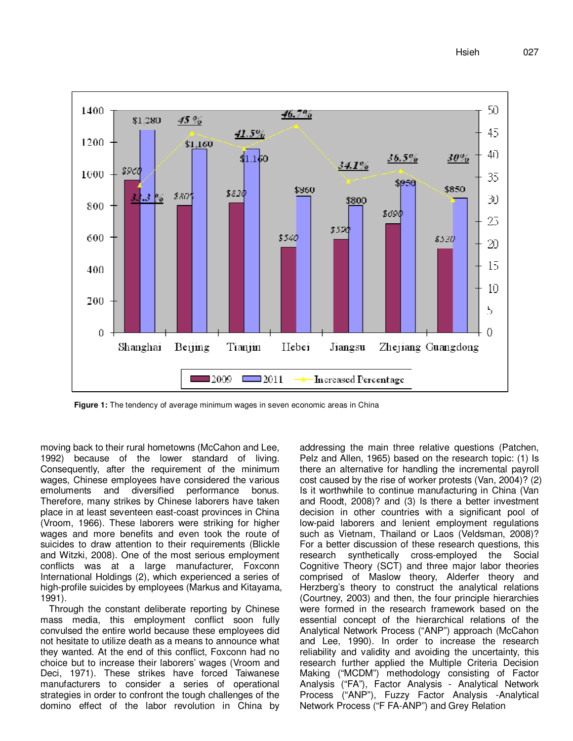Figure 1: The tendency of average minimum wages in seven economic areas in China

moving back to their rural hometowns (McCahon and Lee, 1992) because of the lower standard of living. Consequently, after the requirement of the minimum wages, Chinese employees have considered the various emoluments and diversified performance bonus. Therefore, many strikes by Chinese laborers have taken place in at least seventeen east-coast provinces in China (Vroom, 1966). These laborers were striking for higher wages and more benefits and even took the route of suicides to draw attention to their requirements (Blickle and Witzki, 2008). One of the most serious employment conflicts was at a large manufacturer, Foxconn International Holdings (2), which experienced a series of high-profile suicides by employees (Markus and Kitayama, 1991).

Through the constant deliberate reporting by Chinese mass media, this employment conflict soon fully convulsed the entire world because these employees did not hesitate to utilize death as a means to announce what they wanted. At the end of this conflict, Foxconn had no choice but to increase their laborers' wages (Vroom and Deci, 1971). These strikes have forced Taiwanese manufacturers to consider a series of operational strategies in order to confront the tough challenges of the domino effect of the labor revolution in China by addressing the main three relative questions (Patchen, Pelz and Allen, 1965) based on the research topic: (1) Is there an alternative for handling the incremental payroll cost caused by the rise of worker protests (Van, 2004)? (2) Is it worthwhile to continue manufacturing in China (Van and Roodt, 2008)? and (3) Is there a better investment decision in other countries with a significant pool of low-paid laborers and lenient employment regulations such as Vietnam, Thailand or Laos (Veldsman, 2008)? For a better discussion of these research questions, this research synthetically cross-employed the Social Cognitive Theory (SCT) and three major labor theories comprised of Maslow theory, Alderfer theory and Herzberg's theory to construct the analytical relations (Courtney, 2003) and then, the four principle hierarchies were formed in the research framework based on the essential concept of the hierarchical relations of the Analytical Network Process ("ANP") approach (McCahon and Lee, 1990). In order to increase the research reliability and validity and avoiding the uncertainty, this research further applied the Multiple Criteria Decision Making ("MCDM") methodology consisting of Factor Analysis ("FA"), Factor Analysis - Analytical Network Process ("ANP"), Fuzzy Factor Analysis -Analytical Network Process ("F FA-ANP") and Grey Relation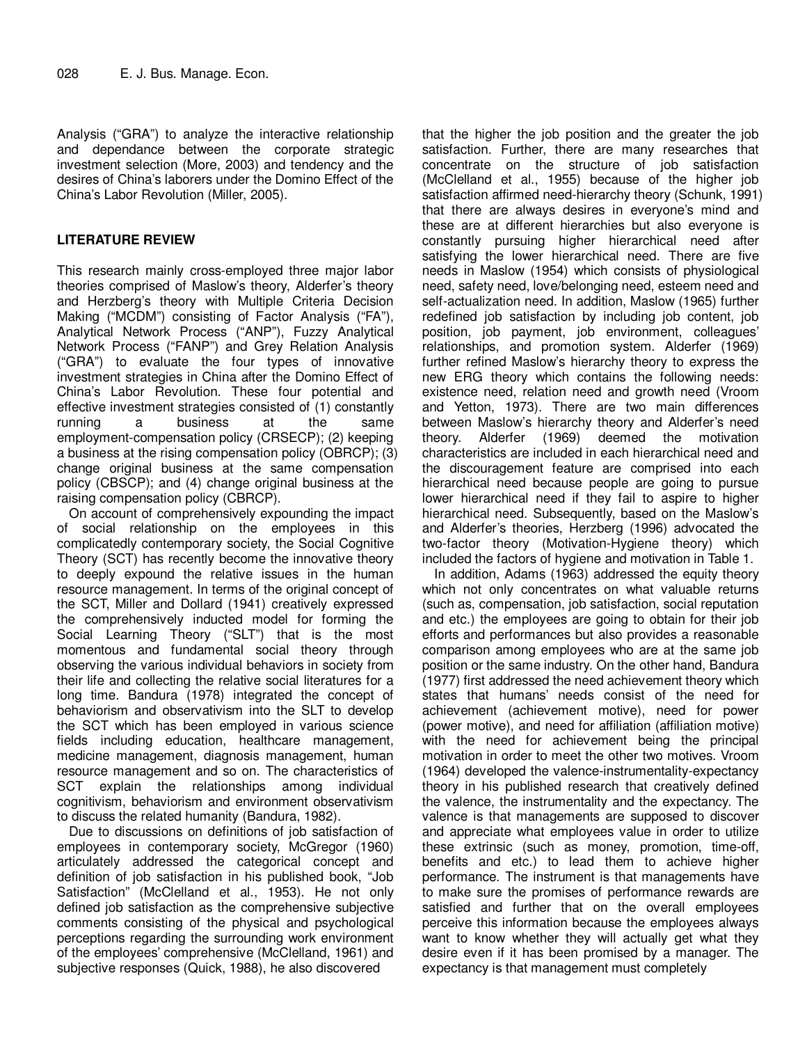Analysis ("GRA") to analyze the interactive relationship and dependance between the corporate strategic investment selection (More, 2003) and tendency and the desires of China's laborers under the Domino Effect of the China's Labor Revolution (Miller, 2005).

## LITERATURE REVIEW

This research mainly cross-employed three major labor theories comprised of Maslow's theory, Alderfer's theory and Herzberg's theory with Multiple Criteria Decision Making ("MCDM") consisting of Factor Analysis ("FA"), Analytical Network Process ("ANP"), Fuzzy Analytical Network Process ("FANP") and Grey Relation Analysis ("GRA") to evaluate the four types of innovative investment strategies in China after the Domino Effect of China's Labor Revolution. These four potential and effective investment strategies consisted of (1) constantly running a business at the same employment-compensation policy (CRSECP); (2) keeping a business at the rising compensation policy (OBRCP); (3) change original business at the same compensation policy (CBSCP); and (4) change original business at the raising compensation policy (CBRCP).

On account of comprehensively expounding the impact of social relationship on the employees in this complicatedly contemporary society, the Social Cognitive Theory (SCT) has recently become the innovative theory to deeply expound the relative issues in the human resource management. In terms of the original concept of the SCT, Miller and Dollard (1941) creatively expressed the comprehensively inducted model for forming the Social Learning Theory ("SLT") that is the most momentous and fundamental social theory through observing the various individual behaviors in society from their life and collecting the relative social literatures for a long time. Bandura (1978) integrated the concept of behaviorism and observativism into the SLT to develop the SCT which has been employed in various science fields including education, healthcare management, medicine management, diagnosis management, human resource management and so on. The characteristics of SCT explain the relationships among individual cognitivism, behaviorism and environment observativism to discuss the related humanity (Bandura, 1982).

Due to discussions on definitions of job satisfaction of employees in contemporary society, McGregor (1960) articulately addressed the categorical concept and definition of job satisfaction in his published book, "Job Satisfaction" (McClelland et al., 1953). He not only defined job satisfaction as the comprehensive subjective comments consisting of the physical and psychological perceptions regarding the surrounding work environment of the employees' comprehensive (McClelland, 1961) and subjective responses (Quick, 1988), he also discovered that the higher the job position and the greater the job satisfaction. Further, there are many researches that concentrate on the structure of job satisfaction (McClelland et al., 1955) because of the higher job satisfaction affirmed need-hierarchy theory (Schunk, 1991) that there are always desires in everyone's mind and these are at different hierarchies but also everyone is constantly pursuing higher hierarchical need after satisfying the lower hierarchical need. There are five needs in Maslow (1954) which consists of physiological need, safety need, love/belonging need, esteem need and self-actualization need. In addition, Maslow (1965) further redefined job satisfaction by including job content, job position, job payment, job environment, colleagues' relationships, and promotion system. Alderfer (1969) further refined Maslow's hierarchy theory to express the new ERG theory which contains the following needs: existence need, relation need and growth need (Vroom and Yetton, 1973). There are two main differences between Maslow's hierarchy theory and Alderfer's need theory. Alderfer (1969) deemed the motivation characteristics are included in each hierarchical need and the discouragement feature are comprised into each hierarchical need because people are going to pursue lower hierarchical need if they fail to aspire to higher hierarchical need. Subsequently, based on the Maslow's and Alderfer's theories, Herzberg (1996) advocated the two-factor theory (Motivation-Hygiene theory) which included the factors of hygiene and motivation in Table 1.

In addition, Adams (1963) addressed the equity theory which not only concentrates on what valuable returns (such as, compensation, job satisfaction, social reputation and etc.) the employees are going to obtain for their job efforts and performances but also provides a reasonable comparison among employees who are at the same job position or the same industry. On the other hand, Bandura (1977) first addressed the need achievement theory which states that humans' needs consist of the need for achievement (achievement motive), need for power (power motive), and need for affiliation (affiliation motive) with the need for achievement being the principal motivation in order to meet the other two motives. Vroom (1964) developed the valence-instrumentality-expectancy theory in his published research that creatively defined the valence, the instrumentality and the expectancy. The valence is that managements are supposed to discover and appreciate what employees value in order to utilize these extrinsic (such as money, promotion, time-off, benefits and etc.) to lead them to achieve higher performance. The instrument is that managements have to make sure the promises of performance rewards are satisfied and further that on the overall employees perceive this information because the employees always want to know whether they will actually get what they desire even if it has been promised by a manager. The expectancy is that management must completely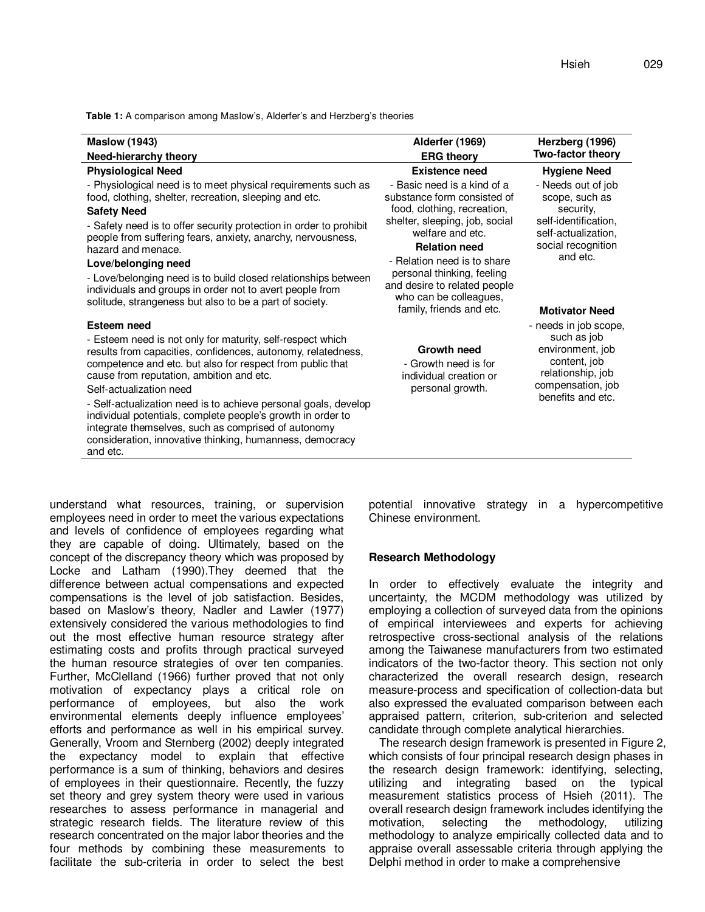**Table 1:** A comparison among Maslow's, Alderfer's and Herzberg's theories

| Maslow (1943) Need-hierarchy theory | Alderfer (1969) ERG theory | Herzberg (1996) Two-factor theory |
|---|---|---|
| **Physiological Need**<br>- Physiological need is to meet physical requirements such as food, clothing, shelter, recreation, sleeping and etc.<br>**Safety Need**<br>- Safety need is to offer security protection in order to prohibit people from suffering fears, anxiety, anarchy, nervousness, hazard and menace.<br>**Love/belonging need**<br>- Love/belonging need is to build closed relationships between individuals and groups in order not to avert people from solitude, strangeness but also to be a part of society. | **Existence need**<br>- Basic need is a kind of a substance form consisted of food, clothing, recreation, shelter, sleeping, job, social welfare and etc.<br>**Relation need**<br>- Relation need is to share personal thinking, feeling and desire to related people who can be colleagues, family, friends and etc. | **Hygiene Need**<br>- Needs out of job scope, such as security, self-identification, self-actualization, social recognition and etc. |
| **Esteem need**<br>- Esteem need is not only for maturity, self-respect which results from capacities, confidences, autonomy, relatedness, competence and etc. but also for respect from public that cause from reputation, ambition and etc.<br>Self-actualization need<br>- Self-actualization need is to achieve personal goals, develop individual potentials, complete people's growth in order to integrate themselves, such as comprised of autonomy consideration, innovative thinking, humanness, democracy and etc. | **Growth need**<br>- Growth need is for individual creation or personal growth. | **Motivator Need**<br>- needs in job scope, such as job environment, job content, job relationship, job compensation, job benefits and etc. |

understand what resources, training, or supervision employees need in order to meet the various expectations and levels of confidence of employees regarding what they are capable of doing. Ultimately, based on the concept of the discrepancy theory which was proposed by Locke and Latham (1990).They deemed that the difference between actual compensations and expected compensations is the level of job satisfaction. Besides, based on Maslow's theory, Nadler and Lawler (1977) extensively considered the various methodologies to find out the most effective human resource strategy after estimating costs and profits through practical surveyed the human resource strategies of over ten companies. Further, McClelland (1966) further proved that not only motivation of expectancy plays a critical role on performance of employees, but also the work environmental elements deeply influence employees' efforts and performance as well in his empirical survey. Generally, Vroom and Sternberg (2002) deeply integrated the expectancy model to explain that effective performance is a sum of thinking, behaviors and desires of employees in their questionnaire. Recently, the fuzzy set theory and grey system theory were used in various researches to assess performance in managerial and strategic research fields. The literature review of this research concentrated on the major labor theories and the four methods by combining these measurements to facilitate the sub-criteria in order to select the best potential innovative strategy in a hypercompetitive Chinese environment.

## Research Methodology

In order to effectively evaluate the integrity and uncertainty, the MCDM methodology was utilized by employing a collection of surveyed data from the opinions of empirical interviewees and experts for achieving retrospective cross-sectional analysis of the relations among the Taiwanese manufacturers from two estimated indicators of the two-factor theory. This section not only characterized the overall research design, research measure-process and specification of collection-data but also expressed the evaluated comparison between each appraised pattern, criterion, sub-criterion and selected candidate through complete analytical hierarchies.

The research design framework is presented in Figure 2, which consists of four principal research design phases in the research design framework: identifying, selecting, utilizing and integrating based on the typical measurement statistics process of Hsieh (2011). The overall research design framework includes identifying the motivation, selecting the methodology, utilizing methodology to analyze empirically collected data and to appraise overall assessable criteria through applying the Delphi method in order to make a comprehensive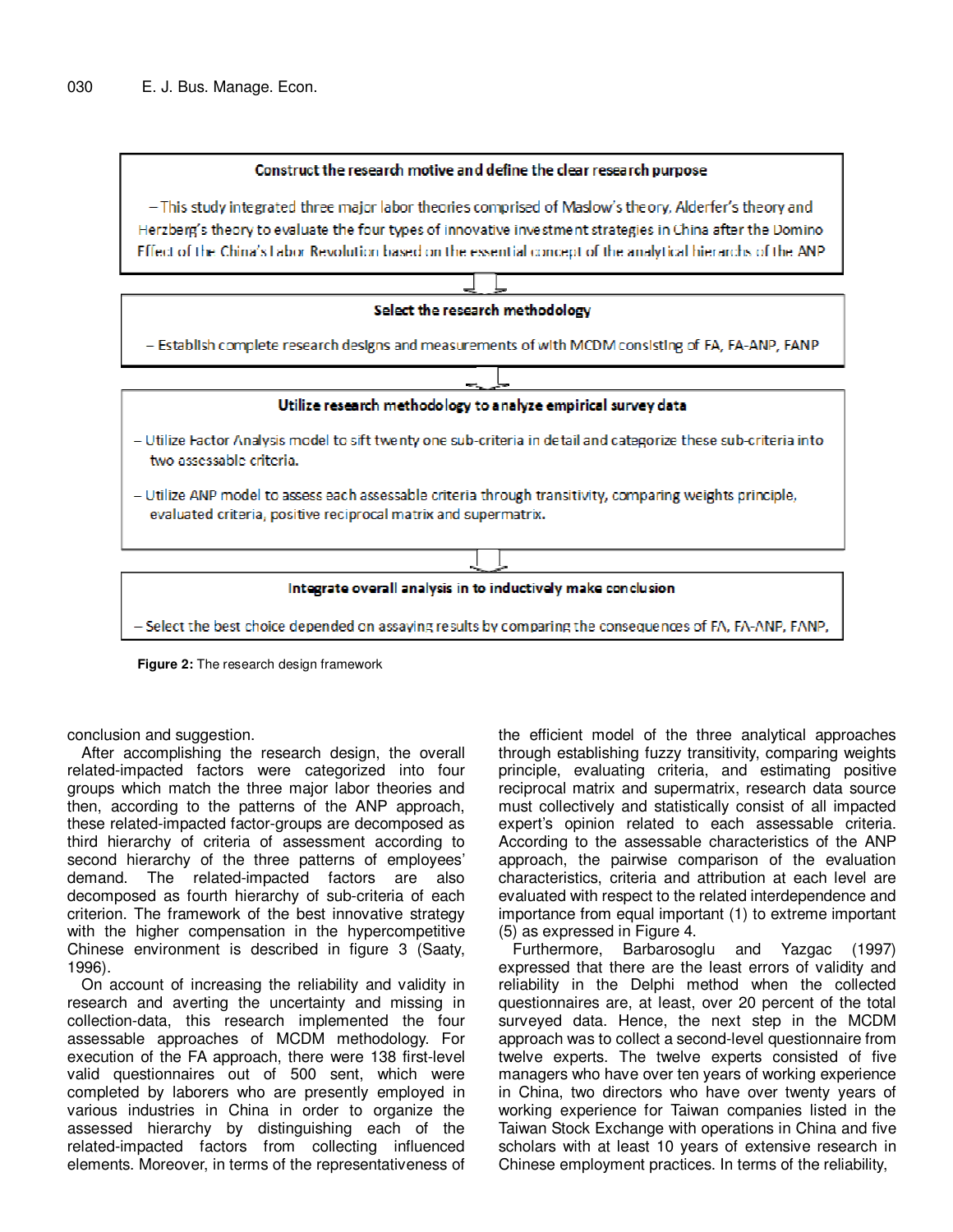**Construct the research motive and define the clear research purpose**

– This study integrated three major labor theories comprised of Maslow's theory, Alderfer's theory and Herzberg's theory to evaluate the four types of innovative investment strategies in China after the Domino Effect of the China's Labor Revolution based on the essential concept of the analytical hierarchy of the ANP

**Select the research methodology**

– Establish complete research designs and measurements of with MCDM consisting of FA, FA-ANP, FANP

**Utilize research methodology to analyze empirical survey data**

– Utilize Factor Analysis model to sift twenty one sub-criteria in detail and categorize these sub-criteria into two assessable criteria.

– Utilize ANP model to assess each assessable criteria through transitivity, comparing weights principle, evaluated criteria, positive reciprocal matrix and supermatrix.

**Integrate overall analysis in to inductively make conclusion**

– Select the best choice depended on assaying results by comparing the consequences of FA, FA-ANP, FANP.

**Figure 2:** The research design framework

conclusion and suggestion.

After accomplishing the research design, the overall related-impacted factors were categorized into four groups which match the three major labor theories and then, according to the patterns of the ANP approach, these related-impacted factor-groups are decomposed as third hierarchy of criteria of assessment according to second hierarchy of the three patterns of employees' demand. The related-impacted factors are also decomposed as fourth hierarchy of sub-criteria of each criterion. The framework of the best innovative strategy with the higher compensation in the hypercompetitive Chinese environment is described in figure 3 (Saaty, 1996).

On account of increasing the reliability and validity in research and averting the uncertainty and missing in collection-data, this research implemented the four assessable approaches of MCDM methodology. For execution of the FA approach, there were 138 first-level valid questionnaires out of 500 sent, which were completed by laborers who are presently employed in various industries in China in order to organize the assessed hierarchy by distinguishing each of the related-impacted factors from collecting influenced elements. Moreover, in terms of the representativeness of the efficient model of the three analytical approaches through establishing fuzzy transitivity, comparing weights principle, evaluating criteria, and estimating positive reciprocal matrix and supermatrix, research data source must collectively and statistically consist of all impacted expert's opinion related to each assessable criteria. According to the assessable characteristics of the ANP approach, the pairwise comparison of the evaluation characteristics, criteria and attribution at each level are evaluated with respect to the related interdependence and importance from equal important (1) to extreme important (5) as expressed in Figure 4.

Furthermore, Barbarosoglu and Yazgac (1997) expressed that there are the least errors of validity and reliability in the Delphi method when the collected questionnaires are, at least, over 20 percent of the total surveyed data. Hence, the next step in the MCDM approach was to collect a second-level questionnaire from twelve experts. The twelve experts consisted of five managers who have over ten years of working experience in China, two directors who have over twenty years of working experience for Taiwan companies listed in the Taiwan Stock Exchange with operations in China and five scholars with at least 10 years of extensive research in Chinese employment practices. In terms of the reliability,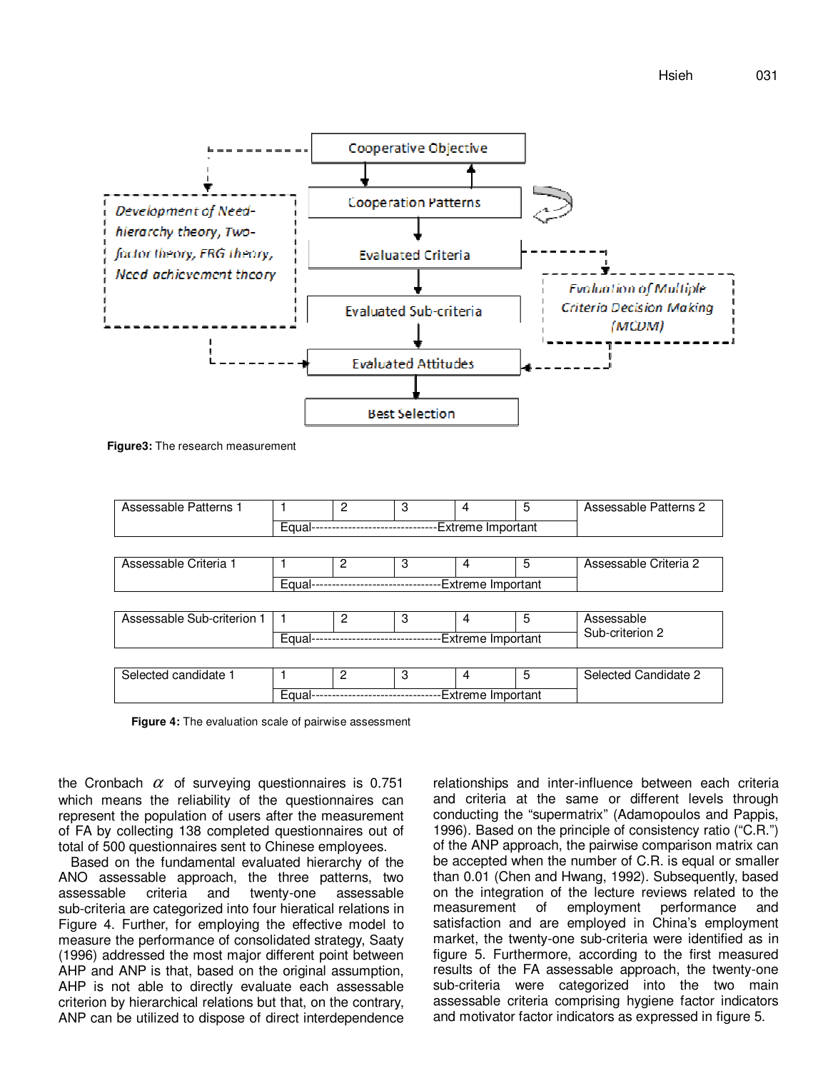Cooperative Objective

Cooperation Patterns

Evaluated Criteria

Evaluated Sub-criteria

Evaluated Attitudes

Best Selection

*Development of Need-hierarchy theory, Two-factor theory, FRG theory, Need achievement theory*

*Evaluation of Multiple Criteria Decision Making (MCDM)*

**Figure3:** The research measurement

| Assessable Patterns 1 | 1 | 2 | 3 | 4 | 5 | Assessable Patterns 2 |
|---|---|---|---|---|---|---|
| | Equal-------------------------------Extreme Important | | | | | |

| Assessable Criteria 1 | 1 | 2 | 3 | 4 | 5 | Assessable Criteria 2 |
|---|---|---|---|---|---|---|
| | Equal-------------------------------Extreme Important | | | | | |

| Assessable Sub-criterion 1 | 1 | 2 | 3 | 4 | 5 | Assessable Sub-criterion 2 |
|---|---|---|---|---|---|---|
| | Equal-------------------------------Extreme Important | | | | | |

| Selected candidate 1 | 1 | 2 | 3 | 4 | 5 | Selected Candidate 2 |
|---|---|---|---|---|---|---|
| | Equal-------------------------------Extreme Important | | | | | |

**Figure 4:** The evaluation scale of pairwise assessment

the Cronbach $\alpha$ of surveying questionnaires is 0.751 which means the reliability of the questionnaires can represent the population of users after the measurement of FA by collecting 138 completed questionnaires out of total of 500 questionnaires sent to Chinese employees.

Based on the fundamental evaluated hierarchy of the ANO assessable approach, the three patterns, two assessable criteria and twenty-one assessable sub-criteria are categorized into four hieratical relations in Figure 4. Further, for employing the effective model to measure the performance of consolidated strategy, Saaty (1996) addressed the most major different point between AHP and ANP is that, based on the original assumption, AHP is not able to directly evaluate each assessable criterion by hierarchical relations but that, on the contrary, ANP can be utilized to dispose of direct interdependence relationships and inter-influence between each criteria and criteria at the same or different levels through conducting the "supermatrix" (Adamopoulos and Pappis, 1996). Based on the principle of consistency ratio ("C.R.") of the ANP approach, the pairwise comparison matrix can be accepted when the number of C.R. is equal or smaller than 0.01 (Chen and Hwang, 1992). Subsequently, based on the integration of the lecture reviews related to the measurement of employment performance and satisfaction and are employed in China's employment market, the twenty-one sub-criteria were identified as in figure 5. Furthermore, according to the first measured results of the FA assessable approach, the twenty-one sub-criteria were categorized into the two main assessable criteria comprising hygiene factor indicators and motivator factor indicators as expressed in figure 5.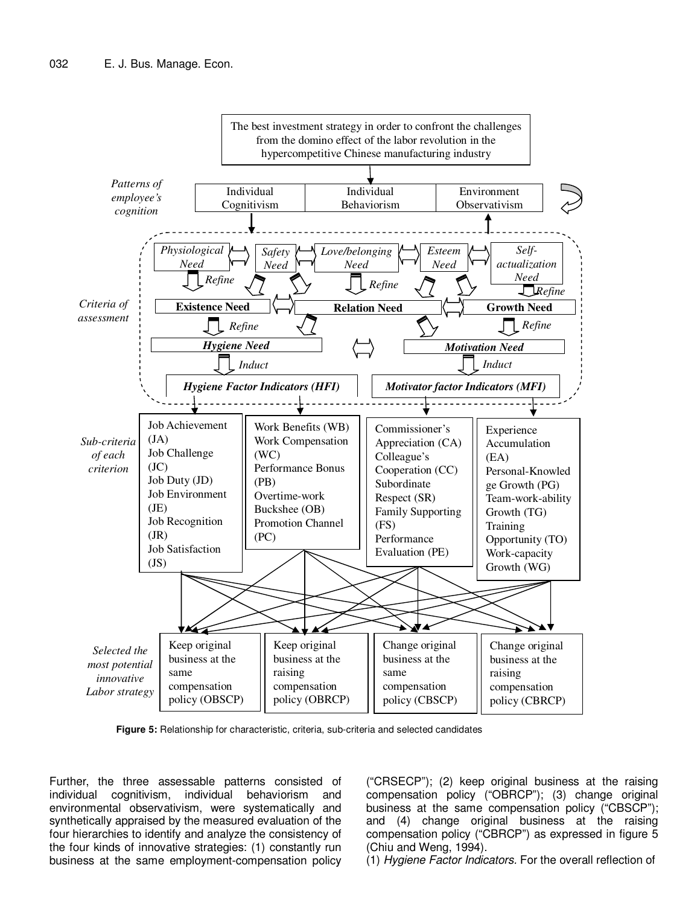The best investment strategy in order to confront the challenges from the domino effect of the labor revolution in the hypercompetitive Chinese manufacturing industry

*Patterns of employee's cognition*: Individual Cognitivism | Individual Behaviorism | Environment Observativism

*Criteria of assessment*: *Physiological Need* ⟺ *Safety Need* ⟺ *Love/belonging Need* ⟺ *Esteem Need* ⟺ *Self-actualization Need*

*Refine* → **Existence Need** ⟺ **Relation Need** ⟺ **Growth Need**

*Refine* → ***Hygiene Need*** ⟺ ***Motivation Need***

*Induct* → ***Hygiene Factor Indicators (HFI)*** | ***Motivator factor Indicators (MFI)***

*Sub-criteria of each criterion*:

- Job Achievement (JA), Job Challenge (JC), Job Duty (JD), Job Environment (JE), Job Recognition (JR), Job Satisfaction (JS)
- Work Benefits (WB), Work Compensation (WC), Performance Bonus (PB), Overtime-work Buckshee (OB), Promotion Channel (PC)
- Commissioner's Appreciation (CA), Colleague's Cooperation (CC), Subordinate Respect (SR), Family Supporting (FS), Performance Evaluation (PE)
- Experience Accumulation (EA), Personal-Knowledge Growth (PG), Team-work-ability Growth (TG), Training Opportunity (TO), Work-capacity Growth (WG)

*Selected the most potential innovative Labor strategy*: Keep original business at the same compensation policy (OBSCP) | Keep original business at the raising compensation policy (OBRCP) | Change original business at the same compensation policy (CBSCP) | Change original business at the raising compensation policy (CBRCP)

**Figure 5:** Relationship for characteristic, criteria, sub-criteria and selected candidates

Further, the three assessable patterns consisted of individual cognitivism, individual behaviorism and environmental observativism, were systematically and synthetically appraised by the measured evaluation of the four hierarchies to identify and analyze the consistency of the four kinds of innovative strategies: (1) constantly run business at the same employment-compensation policy ("CRSECP"); (2) keep original business at the raising compensation policy ("OBRCP"); (3) change original business at the same compensation policy ("CBSCP"); and (4) change original business at the raising compensation policy ("CBRCP") as expressed in figure 5 (Chiu and Weng, 1994).

(1) *Hygiene Factor Indicators.* For the overall reflection of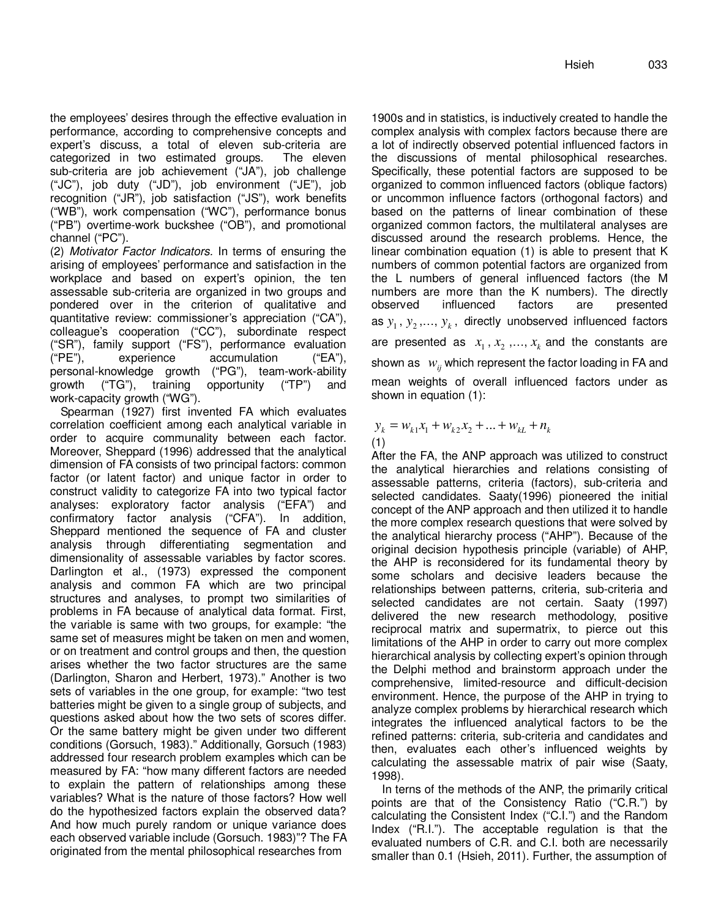the employees' desires through the effective evaluation in performance, according to comprehensive concepts and expert's discuss, a total of eleven sub-criteria are categorized in two estimated groups. The eleven sub-criteria are job achievement ("JA"), job challenge ("JC"), job duty ("JD"), job environment ("JE"), job recognition ("JR"), job satisfaction ("JS"), work benefits ("WB"), work compensation ("WC"), performance bonus ("PB") overtime-work buckshee ("OB"), and promotional channel ("PC").

(2) *Motivator Factor Indicators.* In terms of ensuring the arising of employees' performance and satisfaction in the workplace and based on expert's opinion, the ten assessable sub-criteria are organized in two groups and pondered over in the criterion of qualitative and quantitative review: commissioner's appreciation ("CA"), colleague's cooperation ("CC"), subordinate respect ("SR"), family support ("FS"), performance evaluation ("PE"), experience accumulation ("EA"), personal-knowledge growth ("PG"), team-work-ability growth ("TG"), training opportunity ("TP") and work-capacity growth ("WG").

Spearman (1927) first invented FA which evaluates correlation coefficient among each analytical variable in order to acquire communality between each factor. Moreover, Sheppard (1996) addressed that the analytical dimension of FA consists of two principal factors: common factor (or latent factor) and unique factor in order to construct validity to categorize FA into two typical factor analyses: exploratory factor analysis ("EFA") and confirmatory factor analysis ("CFA"). In addition, Sheppard mentioned the sequence of FA and cluster analysis through differentiating segmentation and dimensionality of assessable variables by factor scores. Darlington et al., (1973) expressed the component analysis and common FA which are two principal structures and analyses, to prompt two similarities of problems in FA because of analytical data format. First, the variable is same with two groups, for example: "the same set of measures might be taken on men and women, or on treatment and control groups and then, the question arises whether the two factor structures are the same (Darlington, Sharon and Herbert, 1973)." Another is two sets of variables in the one group, for example: "two test batteries might be given to a single group of subjects, and questions asked about how the two sets of scores differ. Or the same battery might be given under two different conditions (Gorsuch, 1983)." Additionally, Gorsuch (1983) addressed four research problem examples which can be measured by FA: "how many different factors are needed to explain the pattern of relationships among these variables? What is the nature of those factors? How well do the hypothesized factors explain the observed data? And how much purely random or unique variance does each observed variable include (Gorsuch. 1983)"? The FA originated from the mental philosophical researches from 1900s and in statistics, is inductively created to handle the complex analysis with complex factors because there are a lot of indirectly observed potential influenced factors in the discussions of mental philosophical researches. Specifically, these potential factors are supposed to be organized to common influenced factors (oblique factors) or uncommon influence factors (orthogonal factors) and based on the patterns of linear combination of these organized common factors, the multilateral analyses are discussed around the research problems. Hence, the linear combination equation (1) is able to present that K numbers of common potential factors are organized from the L numbers of general influenced factors (the M numbers are more than the K numbers). The directly observed influenced factors are presented as $y_1, y_2, \ldots, y_k$, directly unobserved influenced factors are presented as $x_1, x_2, \ldots, x_k$ and the constants are shown as $w_{ij}$ which represent the factor loading in FA and mean weights of overall influenced factors under as shown in equation (1):

$$y_k = w_{k1}x_1 + w_{k2}x_2 + \ldots + w_{kL} + n_k$$

(1)

After the FA, the ANP approach was utilized to construct the analytical hierarchies and relations consisting of assessable patterns, criteria (factors), sub-criteria and selected candidates. Saaty(1996) pioneered the initial concept of the ANP approach and then utilized it to handle the more complex research questions that were solved by the analytical hierarchy process ("AHP"). Because of the original decision hypothesis principle (variable) of AHP, the AHP is reconsidered for its fundamental theory by some scholars and decisive leaders because the relationships between patterns, criteria, sub-criteria and selected candidates are not certain. Saaty (1997) delivered the new research methodology, positive reciprocal matrix and supermatrix, to pierce out this limitations of the AHP in order to carry out more complex hierarchical analysis by collecting expert's opinion through the Delphi method and brainstorm approach under the comprehensive, limited-resource and difficult-decision environment. Hence, the purpose of the AHP in trying to analyze complex problems by hierarchical research which integrates the influenced analytical factors to be the refined patterns: criteria, sub-criteria and candidates and then, evaluates each other's influenced weights by calculating the assessable matrix of pair wise (Saaty, 1998).

In terns of the methods of the ANP, the primarily critical points are that of the Consistency Ratio ("C.R.") by calculating the Consistent Index ("C.I.") and the Random Index ("R.I."). The acceptable regulation is that the evaluated numbers of C.R. and C.I. both are necessarily smaller than 0.1 (Hsieh, 2011). Further, the assumption of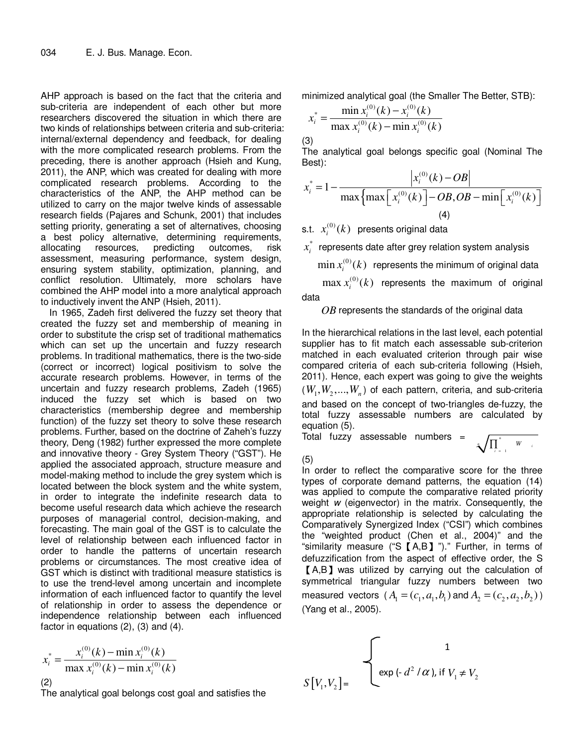AHP approach is based on the fact that the criteria and sub-criteria are independent of each other but more researchers discovered the situation in which there are two kinds of relationships between criteria and sub-criteria: internal/external dependency and feedback, for dealing with the more complicated research problems. From the preceding, there is another approach (Hsieh and Kung, 2011), the ANP, which was created for dealing with more complicated research problems. According to the characteristics of the ANP, the AHP method can be utilized to carry on the major twelve kinds of assessable research fields (Pajares and Schunk, 2001) that includes setting priority, generating a set of alternatives, choosing a best policy alternative, determining requirements, allocating resources, predicting outcomes, risk assessment, measuring performance, system design, ensuring system stability, optimization, planning, and conflict resolution. Ultimately, more scholars have combined the AHP model into a more analytical approach to inductively invent the ANP (Hsieh, 2011).

In 1965, Zadeh first delivered the fuzzy set theory that created the fuzzy set and membership of meaning in order to substitute the crisp set of traditional mathematics which can set up the uncertain and fuzzy research problems. In traditional mathematics, there is the two-side (correct or incorrect) logical positivism to solve the accurate research problems. However, in terms of the uncertain and fuzzy research problems, Zadeh (1965) induced the fuzzy set which is based on two characteristics (membership degree and membership function) of the fuzzy set theory to solve these research problems. Further, based on the doctrine of Zaheh's fuzzy theory, Deng (1982) further expressed the more complete and innovative theory - Grey System Theory ("GST"). He applied the associated approach, structure measure and model-making method to include the grey system which is located between the block system and the white system, in order to integrate the indefinite research data to become useful research data which achieve the research purposes of managerial control, decision-making, and forecasting. The main goal of the GST is to calculate the level of relationship between each influenced factor in order to handle the patterns of uncertain research problems or circumstances. The most creative idea of GST which is distinct with traditional measure statistics is to use the trend-level among uncertain and incomplete information of each influenced factor to quantify the level of relationship in order to assess the dependence or independence relationship between each influenced factor in equations (2), (3) and (4).

$$x_i^* = \frac{x_i^{(0)}(k) - \min x_i^{(0)}(k)}{\max x_i^{(0)}(k) - \min x_i^{(0)}(k)}$$

(2)

The analytical goal belongs cost goal and satisfies the minimized analytical goal (the Smaller The Better, STB):

$$x_i^* = \frac{\min x_i^{(0)}(k) - x_i^{(0)}(k)}{\max x_i^{(0)}(k) - \min x_i^{(0)}(k)}$$

(3)

The analytical goal belongs specific goal (Nominal The Best):

$$x_i^* = 1 - \frac{\left|x_i^{(0)}(k) - OB\right|}{\max\left\{\max\left[x_i^{(0)}(k)\right] - OB, OB - \min\left[x_i^{(0)}(k)\right]\right\}} \quad (4)$$

s.t. $x_i^{(0)}(k)$ presents original data

$x_i^*$ represents date after grey relation system analysis

$\min x_i^{(0)}(k)$ represents the minimum of original data

$\max x_i^{(0)}(k)$ represents the maximum of original data

$OB$ represents the standards of the original data

In the hierarchical relations in the last level, each potential supplier has to fit match each assessable sub-criterion matched in each evaluated criterion through pair wise compared criteria of each sub-criteria following (Hsieh, 2011). Hence, each expert was going to give the weights $(W_1, W_2, ..., W_n)$ of each pattern, criteria, and sub-criteria and based on the concept of two-triangles de-fuzzy, the total fuzzy assessable numbers are calculated by equation (5).

Total fuzzy assessable numbers = $\sqrt[n]{\prod_{i=1}^{n} W_i}$

(5)

In order to reflect the comparative score for the three types of corporate demand patterns, the equation (14) was applied to compute the comparative related priority weight *w* (eigenvector) in the matrix. Consequently, the appropriate relationship is selected by calculating the Comparatively Synergized Index ("CSI") which combines the "weighted product (Chen et al., 2004)" and the "similarity measure ("S【A,B】")." Further, in terms of defuzzification from the aspect of effective order, the S【A,B】was utilized by carrying out the calculation of symmetrical triangular fuzzy numbers between two measured vectors ($A_1 = (c_1, a_1, b_1)$ and $A_2 = (c_2, a_2, b_2)$) (Yang et al., 2005).

$$S\left[V_1, V_2\right] = \begin{cases} 1 \\ \exp(-d^2/\alpha), \text{ if } V_1 \neq V_2 \end{cases}$$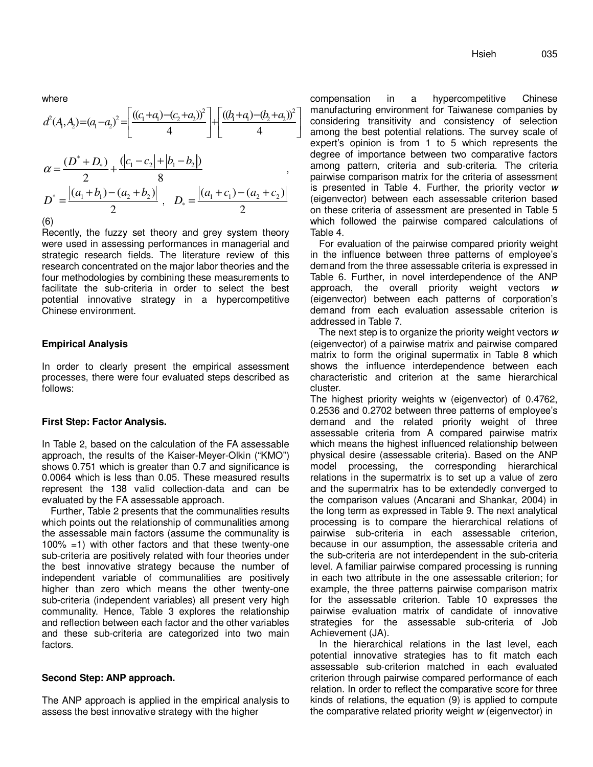where

$$d^2(A_1,A_2)=(a_1-a_2)^2=\left[\frac{((c_1+a_1)-(c_2+a_2))^2}{4}\right]+\left[\frac{((b_1+a_1)-(b_2+a_2))^2}{4}\right]$$

$$\alpha=\frac{(D^*+D_*)}{2}+\frac{(|c_1-c_2|+|b_1-b_2|)}{8},$$

$$D^*=\frac{|(a_1+b_1)-(a_2+b_2)|}{2},\quad D_*=\frac{|(a_1+c_1)-(a_2+c_2)|}{2}$$

(6)

Recently, the fuzzy set theory and grey system theory were used in assessing performances in managerial and strategic research fields. The literature review of this research concentrated on the major labor theories and the four methodologies by combining these measurements to facilitate the sub-criteria in order to select the best potential innovative strategy in a hypercompetitive Chinese environment.

## Empirical Analysis

In order to clearly present the empirical assessment processes, there were four evaluated steps described as follows:

### First Step: Factor Analysis.

In Table 2, based on the calculation of the FA assessable approach, the results of the Kaiser-Meyer-Olkin ("KMO") shows 0.751 which is greater than 0.7 and significance is 0.0064 which is less than 0.05. These measured results represent the 138 valid collection-data and can be evaluated by the FA assessable approach.

Further, Table 2 presents that the communalities results which points out the relationship of communalities among the assessable main factors (assume the communality is 100% =1) with other factors and that these twenty-one sub-criteria are positively related with four theories under the best innovative strategy because the number of independent variable of communalities are positively higher than zero which means the other twenty-one sub-criteria (independent variables) all present very high communality. Hence, Table 3 explores the relationship and reflection between each factor and the other variables and these sub-criteria are categorized into two main factors.

### Second Step: ANP approach.

The ANP approach is applied in the empirical analysis to assess the best innovative strategy with the higher compensation in a hypercompetitive Chinese manufacturing environment for Taiwanese companies by considering transitivity and consistency of selection among the best potential relations. The survey scale of expert's opinion is from 1 to 5 which represents the degree of importance between two comparative factors among pattern, criteria and sub-criteria. The criteria pairwise comparison matrix for the criteria of assessment is presented in Table 4. Further, the priority vector *w* (eigenvector) between each assessable criterion based on these criteria of assessment are presented in Table 5 which followed the pairwise compared calculations of Table 4.

For evaluation of the pairwise compared priority weight in the influence between three patterns of employee's demand from the three assessable criteria is expressed in Table 6. Further, in novel interdependence of the ANP approach, the overall priority weight vectors *w* (eigenvector) between each patterns of corporation's demand from each evaluation assessable criterion is addressed in Table 7.

The next step is to organize the priority weight vectors *w* (eigenvector) of a pairwise matrix and pairwise compared matrix to form the original supermatix in Table 8 which shows the influence interdependence between each characteristic and criterion at the same hierarchical cluster.

The highest priority weights w (eigenvector) of 0.4762, 0.2536 and 0.2702 between three patterns of employee's demand and the related priority weight of three assessable criteria from A compared pairwise matrix which means the highest influenced relationship between physical desire (assessable criteria). Based on the ANP model processing, the corresponding hierarchical relations in the supermatrix is to set up a value of zero and the supermatrix has to be extendedly converged to the comparison values (Ancarani and Shankar, 2004) in the long term as expressed in Table 9. The next analytical processing is to compare the hierarchical relations of pairwise sub-criteria in each assessable criterion, because in our assumption, the assessable criteria and the sub-criteria are not interdependent in the sub-criteria level. A familiar pairwise compared processing is running in each two attribute in the one assessable criterion; for example, the three patterns pairwise comparison matrix for the assessable criterion. Table 10 expresses the pairwise evaluation matrix of candidate of innovative strategies for the assessable sub-criteria of Job Achievement (JA).

In the hierarchical relations in the last level, each potential innovative strategies has to fit match each assessable sub-criterion matched in each evaluated criterion through pairwise compared performance of each relation. In order to reflect the comparative score for three kinds of relations, the equation (9) is applied to compute the comparative related priority weight *w* (eigenvector) in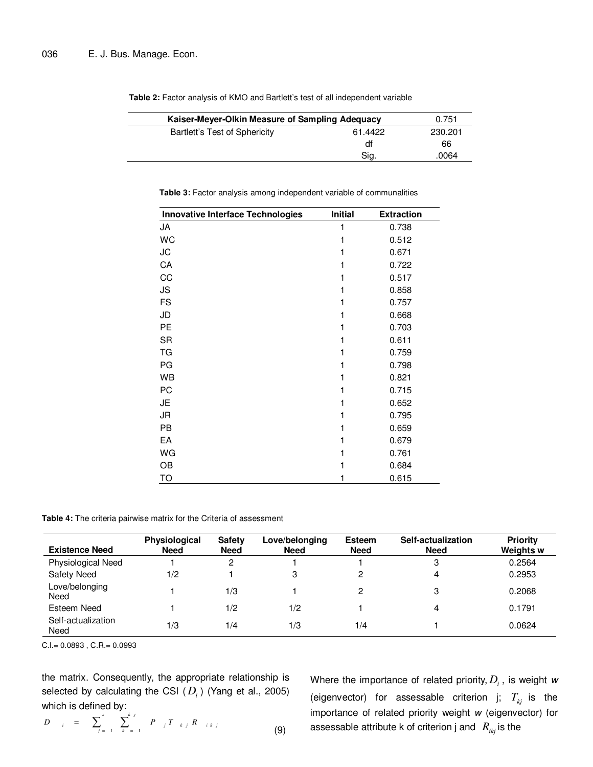**Table 2:** Factor analysis of KMO and Bartlett's test of all independent variable

| **Kaiser-Meyer-Olkin Measure of Sampling Adequacy** | | 0.751 |
|---|---|---|
| Bartlett's Test of Sphericity | 61.4422 | 230.201 |
| | df | 66 |
| | Sig. | .0064 |

**Table 3:** Factor analysis among independent variable of communalities

| **Innovative Interface Technologies** | **Initial** | **Extraction** |
|---|---|---|
| JA | 1 | 0.738 |
| WC | 1 | 0.512 |
| JC | 1 | 0.671 |
| CA | 1 | 0.722 |
| CC | 1 | 0.517 |
| JS | 1 | 0.858 |
| FS | 1 | 0.757 |
| JD | 1 | 0.668 |
| PE | 1 | 0.703 |
| SR | 1 | 0.611 |
| TG | 1 | 0.759 |
| PG | 1 | 0.798 |
| WB | 1 | 0.821 |
| PC | 1 | 0.715 |
| JE | 1 | 0.652 |
| JR | 1 | 0.795 |
| PB | 1 | 0.659 |
| EA | 1 | 0.679 |
| WG | 1 | 0.761 |
| OB | 1 | 0.684 |
| TO | 1 | 0.615 |

**Table 4:** The criteria pairwise matrix for the Criteria of assessment

| **Existence Need** | **Physiological Need** | **Safety Need** | **Love/belonging Need** | **Esteem Need** | **Self-actualization Need** | **Priority Weights w** |
|---|---|---|---|---|---|---|
| Physiological Need | 1 | 2 | 1 | 1 | 3 | 0.2564 |
| Safety Need | 1/2 | 1 | 3 | 2 | 4 | 0.2953 |
| Love/belonging Need | 1 | 1/3 | 1 | 2 | 3 | 0.2068 |
| Esteem Need | 1 | 1/2 | 1/2 | 1 | 4 | 0.1791 |
| Self-actualization Need | 1/3 | 1/4 | 1/3 | 1/4 | 1 | 0.0624 |

C.I.= 0.0893 , C.R.= 0.0993

the matrix. Consequently, the appropriate relationship is selected by calculating the CSI ($D_i$) (Yang et al., 2005) which is defined by:

$$D_i = \sum_{j=1}^{s} \sum_{k=1}^{kj} P_j T_{kj} R_{ikj} \tag{9}$$

Where the importance of related priority, $D_i$, is weight *w* (eigenvector) for assessable criterion j; $T_{kj}$ is the importance of related priority weight *w* (eigenvector) for assessable attribute k of criterion j and $R_{ikj}$ is the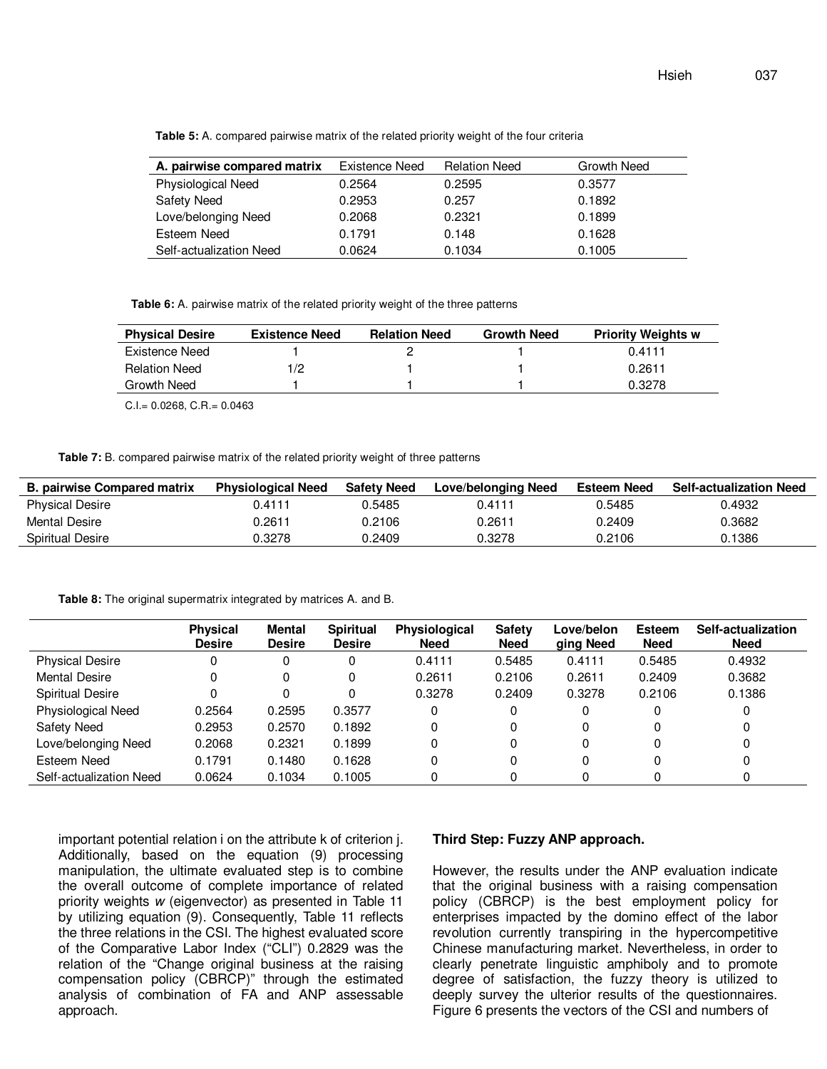**Table 5:** A. compared pairwise matrix of the related priority weight of the four criteria

| A. pairwise compared matrix | Existence Need | Relation Need | Growth Need |
|---|---|---|---|
| Physiological Need | 0.2564 | 0.2595 | 0.3577 |
| Safety Need | 0.2953 | 0.257 | 0.1892 |
| Love/belonging Need | 0.2068 | 0.2321 | 0.1899 |
| Esteem Need | 0.1791 | 0.148 | 0.1628 |
| Self-actualization Need | 0.0624 | 0.1034 | 0.1005 |

**Table 6:** A. pairwise matrix of the related priority weight of the three patterns

| Physical Desire | Existence Need | Relation Need | Growth Need | Priority Weights w |
|---|---|---|---|---|
| Existence Need | 1 | 2 | 1 | 0.4111 |
| Relation Need | 1/2 | 1 | 1 | 0.2611 |
| Growth Need | 1 | 1 | 1 | 0.3278 |

C.I.= 0.0268, C.R.= 0.0463

**Table 7:** B. compared pairwise matrix of the related priority weight of three patterns

| B. pairwise Compared matrix | Physiological Need | Safety Need | Love/belonging Need | Esteem Need | Self-actualization Need |
|---|---|---|---|---|---|
| Physical Desire | 0.4111 | 0.5485 | 0.4111 | 0.5485 | 0.4932 |
| Mental Desire | 0.2611 | 0.2106 | 0.2611 | 0.2409 | 0.3682 |
| Spiritual Desire | 0.3278 | 0.2409 | 0.3278 | 0.2106 | 0.1386 |

**Table 8:** The original supermatrix integrated by matrices A. and B.

| | Physical Desire | Mental Desire | Spiritual Desire | Physiological Need | Safety Need | Love/belonging Need | Esteem Need | Self-actualization Need |
|---|---|---|---|---|---|---|---|---|
| Physical Desire | 0 | 0 | 0 | 0.4111 | 0.5485 | 0.4111 | 0.5485 | 0.4932 |
| Mental Desire | 0 | 0 | 0 | 0.2611 | 0.2106 | 0.2611 | 0.2409 | 0.3682 |
| Spiritual Desire | 0 | 0 | 0 | 0.3278 | 0.2409 | 0.3278 | 0.2106 | 0.1386 |
| Physiological Need | 0.2564 | 0.2595 | 0.3577 | 0 | 0 | 0 | 0 | 0 |
| Safety Need | 0.2953 | 0.2570 | 0.1892 | 0 | 0 | 0 | 0 | 0 |
| Love/belonging Need | 0.2068 | 0.2321 | 0.1899 | 0 | 0 | 0 | 0 | 0 |
| Esteem Need | 0.1791 | 0.1480 | 0.1628 | 0 | 0 | 0 | 0 | 0 |
| Self-actualization Need | 0.0624 | 0.1034 | 0.1005 | 0 | 0 | 0 | 0 | 0 |

important potential relation i on the attribute k of criterion j. Additionally, based on the equation (9) processing manipulation, the ultimate evaluated step is to combine the overall outcome of complete importance of related priority weights *w* (eigenvector) as presented in Table 11 by utilizing equation (9). Consequently, Table 11 reflects the three relations in the CSI. The highest evaluated score of the Comparative Labor Index ("CLI") 0.2829 was the relation of the "Change original business at the raising compensation policy (CBRCP)" through the estimated analysis of combination of FA and ANP assessable approach.

**Third Step: Fuzzy ANP approach.**

However, the results under the ANP evaluation indicate that the original business with a raising compensation policy (CBRCP) is the best employment policy for enterprises impacted by the domino effect of the labor revolution currently transpiring in the hypercompetitive Chinese manufacturing market. Nevertheless, in order to clearly penetrate linguistic amphiboly and to promote degree of satisfaction, the fuzzy theory is utilized to deeply survey the ulterior results of the questionnaires. Figure 6 presents the vectors of the CSI and numbers of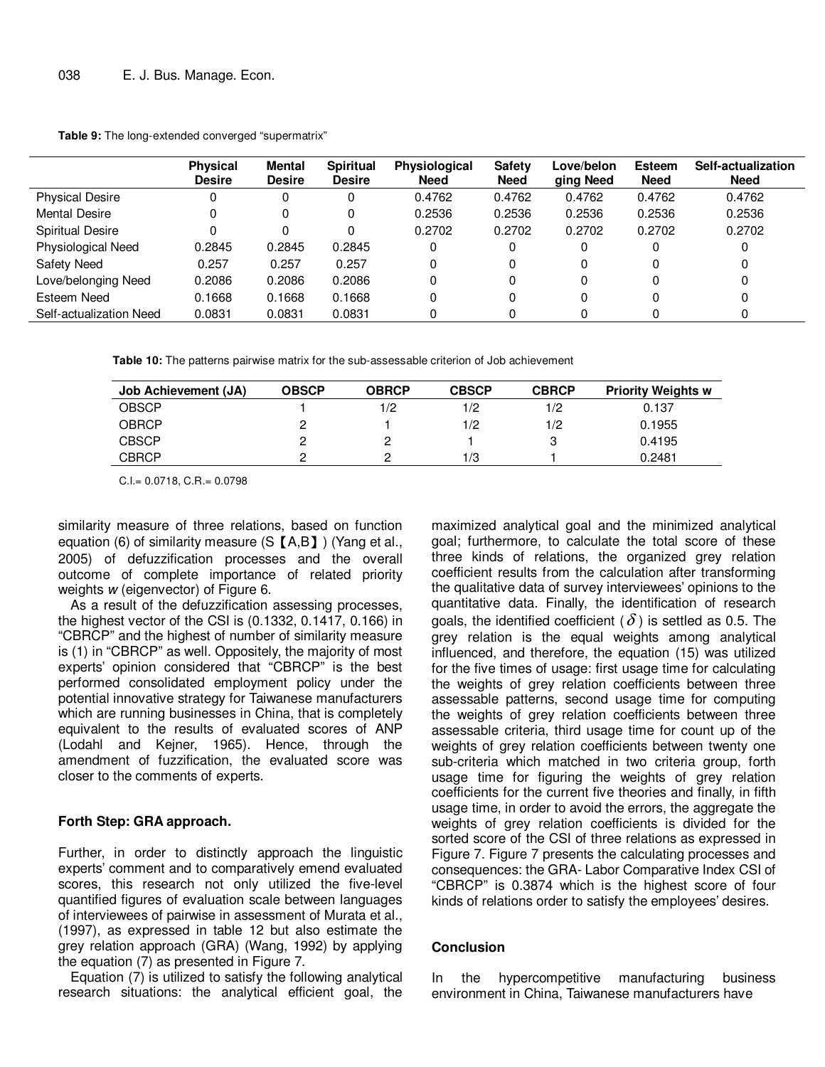**Table 9:** The long-extended converged "supermatrix"

| | Physical Desire | Mental Desire | Spiritual Desire | Physiological Need | Safety Need | Love/belonging Need | Esteem Need | Self-actualization Need |
|---|---|---|---|---|---|---|---|---|
| Physical Desire | 0 | 0 | 0 | 0.4762 | 0.4762 | 0.4762 | 0.4762 | 0.4762 |
| Mental Desire | 0 | 0 | 0 | 0.2536 | 0.2536 | 0.2536 | 0.2536 | 0.2536 |
| Spiritual Desire | 0 | 0 | 0 | 0.2702 | 0.2702 | 0.2702 | 0.2702 | 0.2702 |
| Physiological Need | 0.2845 | 0.2845 | 0.2845 | 0 | 0 | 0 | 0 | 0 |
| Safety Need | 0.257 | 0.257 | 0.257 | 0 | 0 | 0 | 0 | 0 |
| Love/belonging Need | 0.2086 | 0.2086 | 0.2086 | 0 | 0 | 0 | 0 | 0 |
| Esteem Need | 0.1668 | 0.1668 | 0.1668 | 0 | 0 | 0 | 0 | 0 |
| Self-actualization Need | 0.0831 | 0.0831 | 0.0831 | 0 | 0 | 0 | 0 | 0 |

**Table 10:** The patterns pairwise matrix for the sub-assessable criterion of Job achievement

| Job Achievement (JA) | OBSCP | OBRCP | CBSCP | CBRCP | Priority Weights w |
|---|---|---|---|---|---|
| OBSCP | 1 | 1/2 | 1/2 | 1/2 | 0.137 |
| OBRCP | 2 | 1 | 1/2 | 1/2 | 0.1955 |
| CBSCP | 2 | 2 | 1 | 3 | 0.4195 |
| CBRCP | 2 | 2 | 1/3 | 1 | 0.2481 |

C.I.= 0.0718, C.R.= 0.0798

similarity measure of three relations, based on function equation (6) of similarity measure (S【A,B】) (Yang et al., 2005) of defuzzification processes and the overall outcome of complete importance of related priority weights *w* (eigenvector) of Figure 6.

As a result of the defuzzification assessing processes, the highest vector of the CSI is (0.1332, 0.1417, 0.166) in "CBRCP" and the highest of number of similarity measure is (1) in "CBRCP" as well. Oppositely, the majority of most experts' opinion considered that "CBRCP" is the best performed consolidated employment policy under the potential innovative strategy for Taiwanese manufacturers which are running businesses in China, that is completely equivalent to the results of evaluated scores of ANP (Lodahl and Kejner, 1965). Hence, through the amendment of fuzzification, the evaluated score was closer to the comments of experts.

### Forth Step: GRA approach.

Further, in order to distinctly approach the linguistic experts' comment and to comparatively emend evaluated scores, this research not only utilized the five-level quantified figures of evaluation scale between languages of interviewees of pairwise in assessment of Murata et al., (1997), as expressed in table 12 but also estimate the grey relation approach (GRA) (Wang, 1992) by applying the equation (7) as presented in Figure 7.

Equation (7) is utilized to satisfy the following analytical research situations: the analytical efficient goal, the maximized analytical goal and the minimized analytical goal; furthermore, to calculate the total score of these three kinds of relations, the organized grey relation coefficient results from the calculation after transforming the qualitative data of survey interviewees' opinions to the quantitative data. Finally, the identification of research goals, the identified coefficient ($\delta$) is settled as 0.5. The grey relation is the equal weights among analytical influenced, and therefore, the equation (15) was utilized for the five times of usage: first usage time for calculating the weights of grey relation coefficients between three assessable patterns, second usage time for computing the weights of grey relation coefficients between three assessable criteria, third usage time for count up of the weights of grey relation coefficients between twenty one sub-criteria which matched in two criteria group, forth usage time for figuring the weights of grey relation coefficients for the current five theories and finally, in fifth usage time, in order to avoid the errors, the aggregate the weights of grey relation coefficients is divided for the sorted score of the CSI of three relations as expressed in Figure 7. Figure 7 presents the calculating processes and consequences: the GRA- Labor Comparative Index CSI of "CBRCP" is 0.3874 which is the highest score of four kinds of relations order to satisfy the employees' desires.

## Conclusion

In the hypercompetitive manufacturing business environment in China, Taiwanese manufacturers have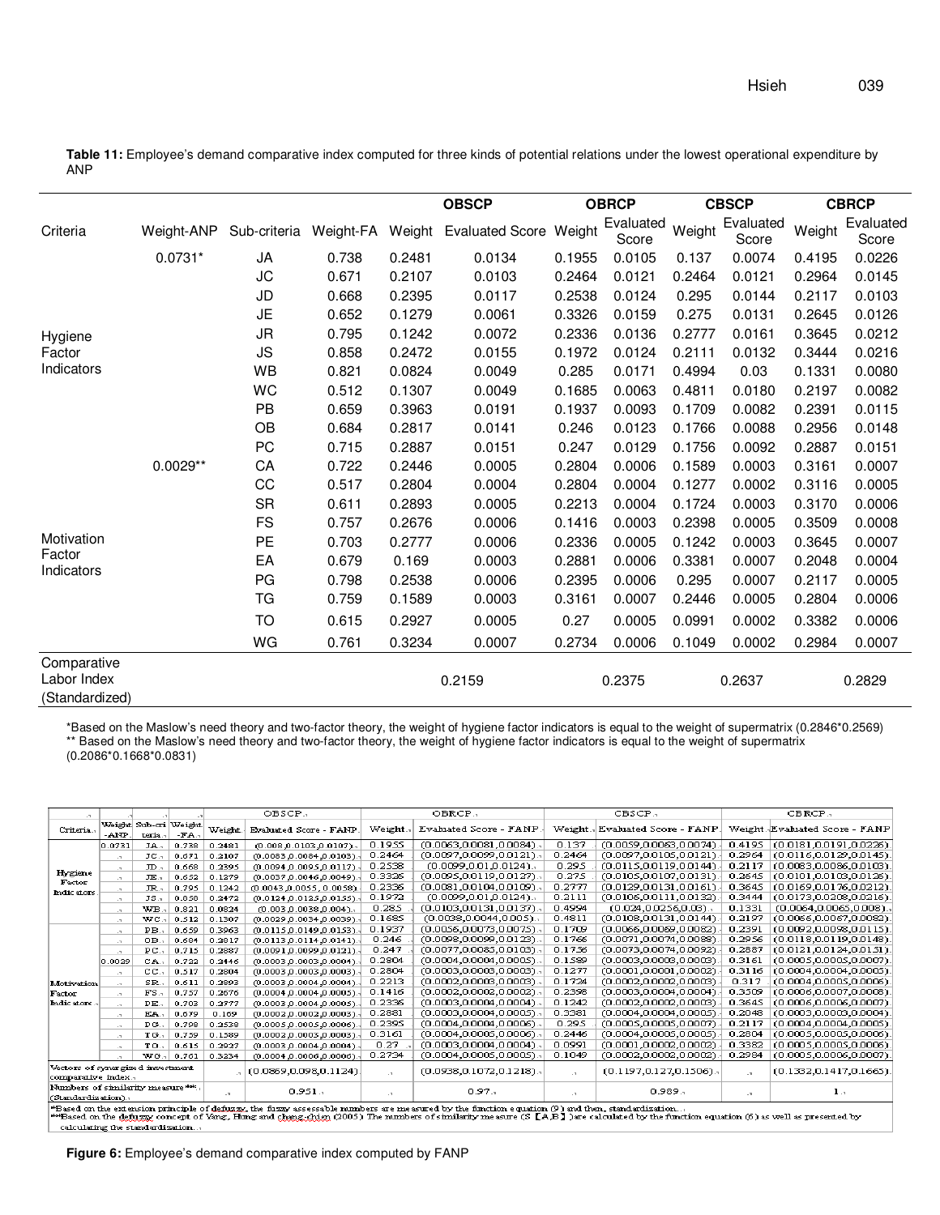**Table 11:** Employee's demand comparative index computed for three kinds of potential relations under the lowest operational expenditure by ANP

| Criteria | Weight-ANP | Sub-criteria | Weight-FA | OBSCP Weight | OBSCP Evaluated Score | OBRCP Weight | OBRCP Evaluated Score | CBSCP Weight | CBSCP Evaluated Score | CBRCP Weight | CBRCP Evaluated Score |
|---|---|---|---|---|---|---|---|---|---|---|---|
| Hygiene Factor Indicators | 0.0731* | JA | 0.738 | 0.2481 | 0.0134 | 0.1955 | 0.0105 | 0.137 | 0.0074 | 0.4195 | 0.0226 |
| | | JC | 0.671 | 0.2107 | 0.0103 | 0.2464 | 0.0121 | 0.2464 | 0.0121 | 0.2964 | 0.0145 |
| | | JD | 0.668 | 0.2395 | 0.0117 | 0.2538 | 0.0124 | 0.295 | 0.0144 | 0.2117 | 0.0103 |
| | | JE | 0.652 | 0.1279 | 0.0061 | 0.3326 | 0.0159 | 0.275 | 0.0131 | 0.2645 | 0.0126 |
| | | JR | 0.795 | 0.1242 | 0.0072 | 0.2336 | 0.0136 | 0.2777 | 0.0161 | 0.3645 | 0.0212 |
| | | JS | 0.858 | 0.2472 | 0.0155 | 0.1972 | 0.0124 | 0.2111 | 0.0132 | 0.3444 | 0.0216 |
| | | WB | 0.821 | 0.0824 | 0.0049 | 0.285 | 0.0171 | 0.4994 | 0.03 | 0.1331 | 0.0080 |
| | | WC | 0.512 | 0.1307 | 0.0049 | 0.1685 | 0.0063 | 0.4811 | 0.0180 | 0.2197 | 0.0082 |
| | | PB | 0.659 | 0.3963 | 0.0191 | 0.1937 | 0.0093 | 0.1709 | 0.0082 | 0.2391 | 0.0115 |
| | | OB | 0.684 | 0.2817 | 0.0141 | 0.246 | 0.0123 | 0.1766 | 0.0088 | 0.2956 | 0.0148 |
| | | PC | 0.715 | 0.2887 | 0.0151 | 0.247 | 0.0129 | 0.1756 | 0.0092 | 0.2887 | 0.0151 |
| Motivation Factor Indicators | 0.0029** | CA | 0.722 | 0.2446 | 0.0005 | 0.2804 | 0.0006 | 0.1589 | 0.0003 | 0.3161 | 0.0007 |
| | | CC | 0.517 | 0.2804 | 0.0004 | 0.2804 | 0.0004 | 0.1277 | 0.0002 | 0.3116 | 0.0005 |
| | | SR | 0.611 | 0.2893 | 0.0005 | 0.2213 | 0.0004 | 0.1724 | 0.0003 | 0.3170 | 0.0006 |
| | | FS | 0.757 | 0.2676 | 0.0006 | 0.1416 | 0.0003 | 0.2398 | 0.0005 | 0.3509 | 0.0008 |
| | | PE | 0.703 | 0.2777 | 0.0006 | 0.2336 | 0.0005 | 0.1242 | 0.0003 | 0.3645 | 0.0007 |
| | | EA | 0.679 | 0.169 | 0.0003 | 0.2881 | 0.0006 | 0.3381 | 0.0007 | 0.2048 | 0.0004 |
| | | PG | 0.798 | 0.2538 | 0.0006 | 0.2395 | 0.0006 | 0.295 | 0.0007 | 0.2117 | 0.0005 |
| | | TG | 0.759 | 0.1589 | 0.0003 | 0.3161 | 0.0007 | 0.2446 | 0.0005 | 0.2804 | 0.0006 |
| | | TO | 0.615 | 0.2927 | 0.0005 | 0.27 | 0.0005 | 0.0991 | 0.0002 | 0.3382 | 0.0006 |
| | | WG | 0.761 | 0.3234 | 0.0007 | 0.2734 | 0.0006 | 0.1049 | 0.0002 | 0.2984 | 0.0007 |
| Comparative Labor Index (Standardized) | | | | | 0.2159 | | 0.2375 | | 0.2637 | | 0.2829 |

*Based on the Maslow's need theory and two-factor theory, the weight of hygiene factor indicators is equal to the weight of supermatrix (0.2846*0.2569)
** Based on the Maslow's need theory and two-factor theory, the weight of hygiene factor indicators is equal to the weight of supermatrix (0.2086*0.1668*0.0831)

| Criteria | Weight-ANP | Sub-criteria | Weight-FA | OBSCP Weight | OBSCP Evaluated Score - FANP | OBRCP Weight | OBRCP Evaluated Score - FANP | CBSCP Weight | CBSCP Evaluated Score - FANP | CBRCP Weight | CBRCP Evaluated Score - FANP |
|---|---|---|---|---|---|---|---|---|---|---|---|
| Hygiene Factor Indicators | 0.0731 | JA | 0.738 | 0.2481 | (0.008,0.0103,0.0107) | 0.1955 | (0.0063,0.0081,0.0084) | 0.137 | (0.0059,0.0063,0.0074) | 0.4195 | (0.0181,0.0191,0.0226) |
| | | JC | 0.671 | 0.2107 | (0.0083,0.0084,0.0103) | 0.2464 | (0.0097,0.0099,0.0121) | 0.2464 | (0.0097,0.0105,0.0121) | 0.2964 | (0.0116,0.0129,0.0145) |
| | | JD | 0.668 | 0.2395 | (0.0094,0.0095,0.0117) | 0.2538 | (0.0099,0.01,0.0124) | 0.295 | (0.0115,0.0119,0.0144) | 0.2117 | (0.0083,0.0086,0.0103) |
| | | JE | 0.652 | 0.1279 | (0.0037,0.0046,0.0049) | 0.3326 | (0.0095,0.0119,0.0127) | 0.275 | (0.0105,0.0107,0.0131) | 0.2645 | (0.0101,0.0103,0.0126) |
| | | JR | 0.795 | 0.1242 | (0.0043,0.0055,0.0058) | 0.2336 | (0.0081,0.0104,0.0109) | 0.2777 | (0.0129,0.0131,0.0161) | 0.3645 | (0.0169,0.0176,0.0212) |
| | | JS | 0.858 | 0.2472 | (0.0124,0.0125,0.0155) | 0.1972 | (0.0099,0.01,0.0124) | 0.2111 | (0.0106,0.0111,0.0132) | 0.3444 | (0.0173,0.0208,0.0216) |
| | | WB | 0.821 | 0.0824 | (0.003,0.0038,0.004) | 0.285 | (0.0103,0.0131,0.0137) | 0.4994 | (0.024,0.0256,0.03) | 0.1331 | (0.0064,0.0065,0.008) |
| | | WC | 0.512 | 0.1307 | (0.0029,0.0034,0.0039) | 0.1685 | (0.0038,0.0044,0.005) | 0.4811 | (0.0108,0.0131,0.0144) | 0.2197 | (0.0066,0.0067,0.0082) |
| Motivation Factor Indicators | | PB | 0.659 | 0.3963 | (0.0115,0.0149,0.0153) | 0.1937 | (0.0056,0.0073,0.0075) | 0.1709 | (0.0066,0.0069,0.0082) | 0.2391 | (0.0092,0.0098,0.0115) |
| | | OB | 0.684 | 0.2817 | (0.0113,0.0114,0.0141) | 0.246 | (0.0098,0.0099,0.0123) | 0.1766 | (0.0071,0.0074,0.0088) | 0.2956 | (0.0118,0.0119,0.0148) |
| | | PC | 0.715 | 0.2887 | (0.0091,0.0099,0.0121) | 0.247 | (0.0077,0.0085,0.0103) | 0.1756 | (0.0073,0.0074,0.0092) | 0.2887 | (0.0121,0.0124,0.0151) |
| | 0.0029 | CA | 0.722 | 0.2446 | (0.0003,0.0003,0.0004) | 0.2804 | (0.0004,0.0004,0.0005) | 0.1589 | (0.0003,0.0003,0.0003) | 0.3161 | (0.0005,0.0005,0.0007) |
| | | CC | 0.517 | 0.2804 | (0.0003,0.0003,0.0003) | 0.2804 | (0.0003,0.0003,0.0003) | 0.1277 | (0.0001,0.0001,0.0002) | 0.3116 | (0.0004,0.0004,0.0005) |
| | | SR | 0.611 | 0.2893 | (0.0003,0.0004,0.0004) | 0.2213 | (0.0002,0.0003,0.0003) | 0.1724 | (0.0002,0.0002,0.0003) | 0.317 | (0.0004,0.0005,0.0006) |
| | | FS | 0.757 | 0.2676 | (0.0004,0.0004,0.0005) | 0.1416 | (0.0002,0.0002,0.0002) | 0.2398 | (0.0003,0.0004,0.0004) | 0.3509 | (0.0006,0.0007,0.0008) |
| | | PE | 0.703 | 0.2777 | (0.0003,0.0004,0.0005) | 0.2336 | (0.0003,0.0004,0.0004) | 0.1242 | (0.0002,0.0002,0.0003) | 0.3645 | (0.0006,0.0006,0.0007) |
| | | EA | 0.679 | 0.169 | (0.0002,0.0002,0.0003) | 0.2881 | (0.0003,0.0004,0.0005) | 0.3381 | (0.0004,0.0004,0.0005) | 0.2048 | (0.0003,0.0003,0.0004) |
| | | PG | 0.798 | 0.2538 | (0.0005,0.0005,0.0006) | 0.2395 | (0.0004,0.0004,0.0006) | 0.295 | (0.0005,0.0005,0.0007) | 0.2117 | (0.0004,0.0004,0.0005) |
| | | TG | 0.759 | 0.1589 | (0.0002,0.0003,0.0003) | 0.3161 | (0.0004,0.0005,0.0006) | 0.2446 | (0.0004,0.0005,0.0005) | 0.2804 | (0.0005,0.0005,0.0006) |
| | | TO | 0.615 | 0.2927 | (0.0003,0.0004,0.0004) | 0.27 | (0.0003,0.0004,0.0004) | 0.0991 | (0.0001,0.0002,0.0002) | 0.3382 | (0.0005,0.0005,0.0006) |
| | | WG | 0.761 | 0.3234 | (0.0004,0.0006,0.0006) | 0.2734 | (0.0004,0.0005,0.0005) | 0.1049 | (0.0002,0.0002,0.0002) | 0.2984 | (0.0005,0.0006,0.0007) |
| Vectors of synergized investment comparative index* | | | | | (0.0869,0.098,0.1124) | | (0.0938,0.1072,0.1218) | | (0.1197,0.127,0.1506) | | (0.1332,0.1417,0.1665) |
| Numbers of similarity measure*** (Standardization) | | | | | 0.951 | | 0.97 | | 0.989 | | 1 |

*Based on the extension principle of defuzzy, the fuzzy assessable numbers are measured by the function equation (9) and then, standardization.
***Based on the defuzzy concept of Yang, Hung and chang-chien (2005). The numbers of similarity measure (S【A,B】) are calculated by the function equation (6) as well as presented by calculating the standardization.

**Figure 6:** Employee's demand comparative index computed by FANP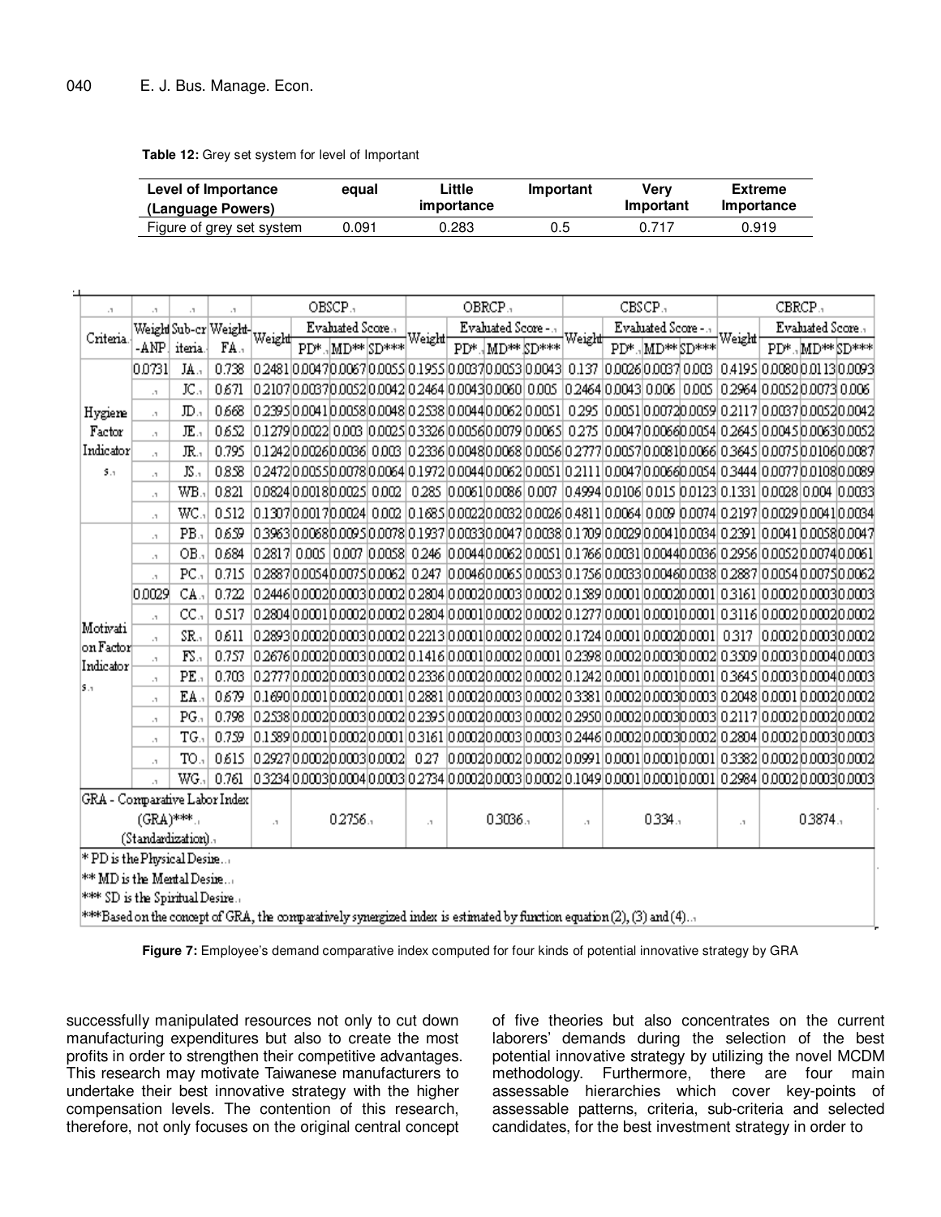**Table 12:** Grey set system for level of Important

| Level of Importance (Language Powers) | equal | Little importance | Important | Very Important | Extreme Importance |
|---|---|---|---|---|---|
| Figure of grey set system | 0.091 | 0.283 | 0.5 | 0.717 | 0.919 |

| Criteria | Weight-ANP | Sub-criteria | Weight-FA | OBSCP | | | | OBRCP | | | | CBSCP | | | | CBRCP | | | |
|---|---|---|---|---|---|---|---|---|---|---|---|---|---|---|---|---|---|---|---|
| | | | | Weight | Evaluated Score | | | Weight | Evaluated Score - | | | Weight | Evaluated Score - | | | Weight | Evaluated Score | | |
| | | | | | PD* | MD** | SD*** | | PD* | MD** | SD*** | | PD* | MD** | SD*** | | PD* | MD** | SD*** |
| Hygiene Factor Indicators | 0.0731 | JA | 0.738 | 0.2481 | 0.0047 | 0.0067 | 0.0055 | 0.1955 | 0.0037 | 0.0053 | 0.0043 | 0.137 | 0.0026 | 0.0037 | 0.003 | 0.4195 | 0.0080 | 0.0113 | 0.0093 |
| | | JC | 0.671 | 0.2107 | 0.0037 | 0.0052 | 0.0042 | 0.2464 | 0.0043 | 0.0060 | 0.005 | 0.2464 | 0.0043 | 0.006 | 0.005 | 0.2964 | 0.0052 | 0.0073 | 0.006 |
| | | JD | 0.668 | 0.2395 | 0.0041 | 0.0058 | 0.0048 | 0.2538 | 0.0044 | 0.0062 | 0.0051 | 0.295 | 0.0051 | 0.0072 | 0.0059 | 0.2117 | 0.0037 | 0.0052 | 0.0042 |
| | | JE | 0.652 | 0.1279 | 0.0022 | 0.003 | 0.0025 | 0.3326 | 0.0056 | 0.0079 | 0.0065 | 0.275 | 0.0047 | 0.0066 | 0.0054 | 0.2645 | 0.0045 | 0.0063 | 0.0052 |
| | | JR | 0.795 | 0.1242 | 0.0026 | 0.0036 | 0.003 | 0.2336 | 0.0048 | 0.0068 | 0.0056 | 0.2777 | 0.0057 | 0.0081 | 0.0066 | 0.3645 | 0.0075 | 0.0106 | 0.0087 |
| | | JS | 0.858 | 0.2472 | 0.0055 | 0.0078 | 0.0064 | 0.1972 | 0.0044 | 0.0062 | 0.0051 | 0.2111 | 0.0047 | 0.0066 | 0.0054 | 0.3444 | 0.0077 | 0.0108 | 0.0089 |
| | | WB | 0.821 | 0.0824 | 0.0018 | 0.0025 | 0.002 | 0.285 | 0.0061 | 0.0086 | 0.007 | 0.4994 | 0.0106 | 0.015 | 0.0123 | 0.1331 | 0.0028 | 0.004 | 0.0033 |
| | | WC | 0.512 | 0.1307 | 0.0017 | 0.0024 | 0.002 | 0.1685 | 0.0022 | 0.0032 | 0.0026 | 0.4811 | 0.0064 | 0.009 | 0.0074 | 0.2197 | 0.0029 | 0.0041 | 0.0034 |
| Motivation Factor Indicators | | PB | 0.659 | 0.3963 | 0.0068 | 0.0095 | 0.0078 | 0.1937 | 0.0033 | 0.0047 | 0.0038 | 0.1709 | 0.0029 | 0.0041 | 0.0034 | 0.2391 | 0.0041 | 0.0058 | 0.0047 |
| | | OB | 0.684 | 0.2817 | 0.005 | 0.007 | 0.0058 | 0.246 | 0.0044 | 0.0062 | 0.0051 | 0.1766 | 0.0031 | 0.0044 | 0.0036 | 0.2956 | 0.0052 | 0.0074 | 0.0061 |
| | | PC | 0.715 | 0.2887 | 0.0054 | 0.0075 | 0.0062 | 0.247 | 0.0046 | 0.0065 | 0.0053 | 0.1756 | 0.0033 | 0.0046 | 0.0038 | 0.2887 | 0.0054 | 0.0075 | 0.0062 |
| | 0.0029 | CA | 0.722 | 0.2446 | 0.0002 | 0.0003 | 0.0002 | 0.2804 | 0.0002 | 0.0003 | 0.0002 | 0.1589 | 0.0001 | 0.0002 | 0.0001 | 0.3161 | 0.0002 | 0.0003 | 0.0003 |
| | | CC | 0.517 | 0.2804 | 0.0001 | 0.0002 | 0.0002 | 0.2804 | 0.0001 | 0.0002 | 0.0002 | 0.1277 | 0.0001 | 0.0001 | 0.0001 | 0.3116 | 0.0002 | 0.0002 | 0.0002 |
| | | SR | 0.611 | 0.2893 | 0.0002 | 0.0003 | 0.0002 | 0.2213 | 0.0001 | 0.0002 | 0.0002 | 0.1724 | 0.0001 | 0.0002 | 0.0001 | 0.317 | 0.0002 | 0.0003 | 0.0002 |
| | | FS | 0.757 | 0.2676 | 0.0002 | 0.0003 | 0.0002 | 0.1416 | 0.0001 | 0.0002 | 0.0001 | 0.2398 | 0.0002 | 0.0003 | 0.0002 | 0.3509 | 0.0003 | 0.0004 | 0.0003 |
| | | PE | 0.703 | 0.2777 | 0.0002 | 0.0003 | 0.0002 | 0.2336 | 0.0002 | 0.0002 | 0.0002 | 0.1242 | 0.0001 | 0.0001 | 0.0001 | 0.3645 | 0.0003 | 0.0004 | 0.0003 |
| | | EA | 0.679 | 0.1690 | 0.0001 | 0.0002 | 0.0001 | 0.2881 | 0.0002 | 0.0003 | 0.0002 | 0.3381 | 0.0002 | 0.0003 | 0.0003 | 0.2048 | 0.0001 | 0.0002 | 0.0002 |
| | | PG | 0.798 | 0.2538 | 0.0002 | 0.0003 | 0.0002 | 0.2395 | 0.0002 | 0.0003 | 0.0002 | 0.2950 | 0.0002 | 0.0003 | 0.0003 | 0.2117 | 0.0002 | 0.0002 | 0.0002 |
| | | TG | 0.759 | 0.1589 | 0.0001 | 0.0002 | 0.0001 | 0.3161 | 0.0002 | 0.0003 | 0.0003 | 0.2446 | 0.0002 | 0.0003 | 0.0002 | 0.2804 | 0.0002 | 0.0003 | 0.0003 |
| | | TO | 0.615 | 0.2927 | 0.0002 | 0.0003 | 0.0002 | 0.27 | 0.0002 | 0.0002 | 0.0002 | 0.0991 | 0.0001 | 0.0001 | 0.0001 | 0.3382 | 0.0002 | 0.0003 | 0.0002 |
| | | WG | 0.761 | 0.3234 | 0.0003 | 0.0004 | 0.0003 | 0.2734 | 0.0002 | 0.0003 | 0.0002 | 0.1049 | 0.0001 | 0.0001 | 0.0001 | 0.2984 | 0.0002 | 0.0003 | 0.0003 |
| GRA - Comparative Labor Index (GRA)*** (Standardization) | | | | | 0.2756 | | | | 0.3036 | | | | 0.334 | | | | 0.3874 | | |

\* PD is the Physical Desire.

\*\* MD is the Mental Desire.

\*\*\* SD is the Spiritual Desire.

\*\*\*Based on the concept of GRA, the comparatively synergized index is estimated by function equation (2), (3) and (4).

**Figure 7:** Employee's demand comparative index computed for four kinds of potential innovative strategy by GRA

successfully manipulated resources not only to cut down manufacturing expenditures but also to create the most profits in order to strengthen their competitive advantages. This research may motivate Taiwanese manufacturers to undertake their best innovative strategy with the higher compensation levels. The contention of this research, therefore, not only focuses on the original central concept of five theories but also concentrates on the current laborers' demands during the selection of the best potential innovative strategy by utilizing the novel MCDM methodology. Furthermore, there are four main assessable hierarchies which cover key-points of assessable patterns, criteria, sub-criteria and selected candidates, for the best investment strategy in order to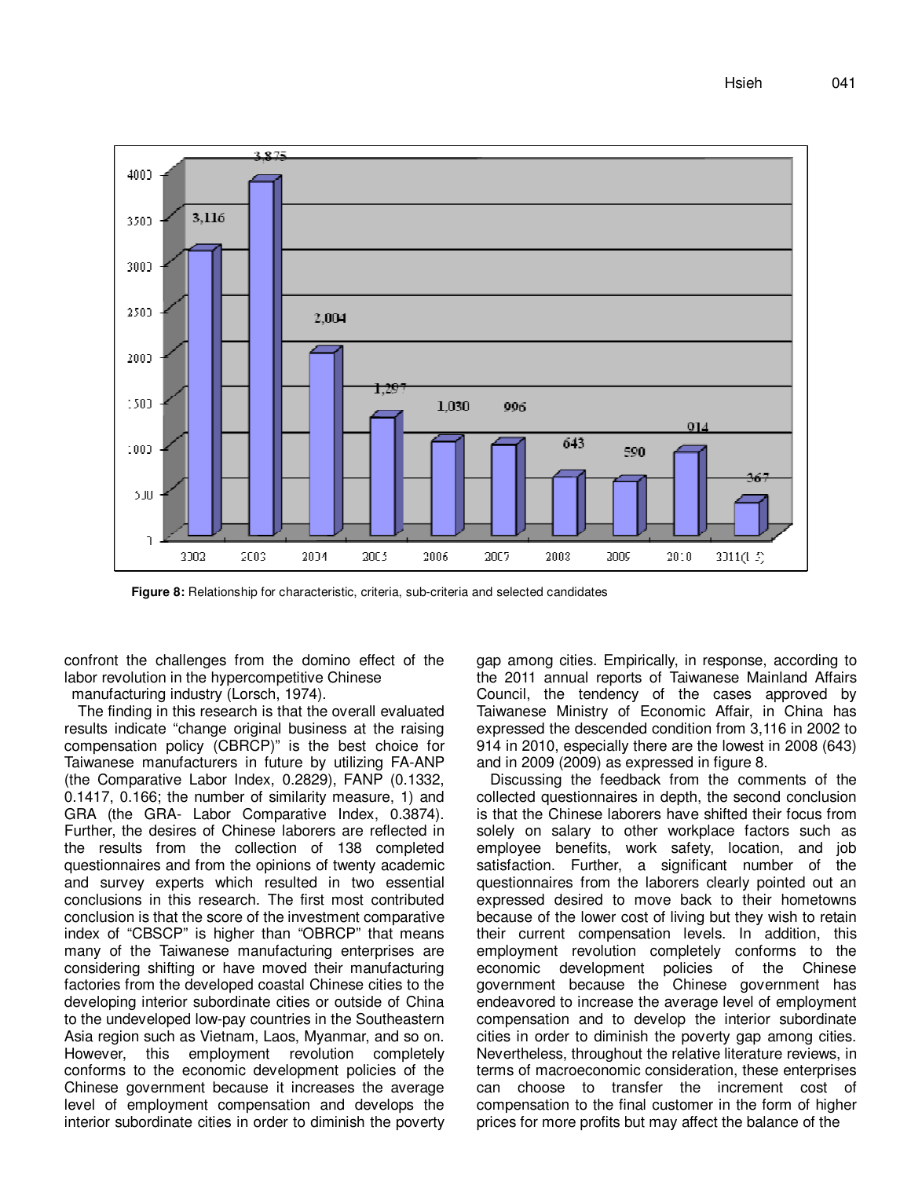**Figure 8:** Relationship for characteristic, criteria, sub-criteria and selected candidates

confront the challenges from the domino effect of the labor revolution in the hypercompetitive Chinese manufacturing industry (Lorsch, 1974).

The finding in this research is that the overall evaluated results indicate "change original business at the raising compensation policy (CBRCP)" is the best choice for Taiwanese manufacturers in future by utilizing FA-ANP (the Comparative Labor Index, 0.2829), FANP (0.1332, 0.1417, 0.166; the number of similarity measure, 1) and GRA (the GRA- Labor Comparative Index, 0.3874). Further, the desires of Chinese laborers are reflected in the results from the collection of 138 completed questionnaires and from the opinions of twenty academic and survey experts which resulted in two essential conclusions in this research. The first most contributed conclusion is that the score of the investment comparative index of "CBSCP" is higher than "OBRCP" that means many of the Taiwanese manufacturing enterprises are considering shifting or have moved their manufacturing factories from the developed coastal Chinese cities to the developing interior subordinate cities or outside of China to the undeveloped low-pay countries in the Southeastern Asia region such as Vietnam, Laos, Myanmar, and so on. However, this employment revolution completely conforms to the economic development policies of the Chinese government because it increases the average level of employment compensation and develops the interior subordinate cities in order to diminish the poverty gap among cities. Empirically, in response, according to the 2011 annual reports of Taiwanese Mainland Affairs Council, the tendency of the cases approved by Taiwanese Ministry of Economic Affair, in China has expressed the descended condition from 3,116 in 2002 to 914 in 2010, especially there are the lowest in 2008 (643) and in 2009 (2009) as expressed in figure 8.

Discussing the feedback from the comments of the collected questionnaires in depth, the second conclusion is that the Chinese laborers have shifted their focus from solely on salary to other workplace factors such as employee benefits, work safety, location, and job satisfaction. Further, a significant number of the questionnaires from the laborers clearly pointed out an expressed desired to move back to their hometowns because of the lower cost of living but they wish to retain their current compensation levels. In addition, this employment revolution completely conforms to the economic development policies of the Chinese government because the Chinese government has endeavored to increase the average level of employment compensation and to develop the interior subordinate cities in order to diminish the poverty gap among cities. Nevertheless, throughout the relative literature reviews, in terms of macroeconomic consideration, these enterprises can choose to transfer the increment cost of compensation to the final customer in the form of higher prices for more profits but may affect the balance of the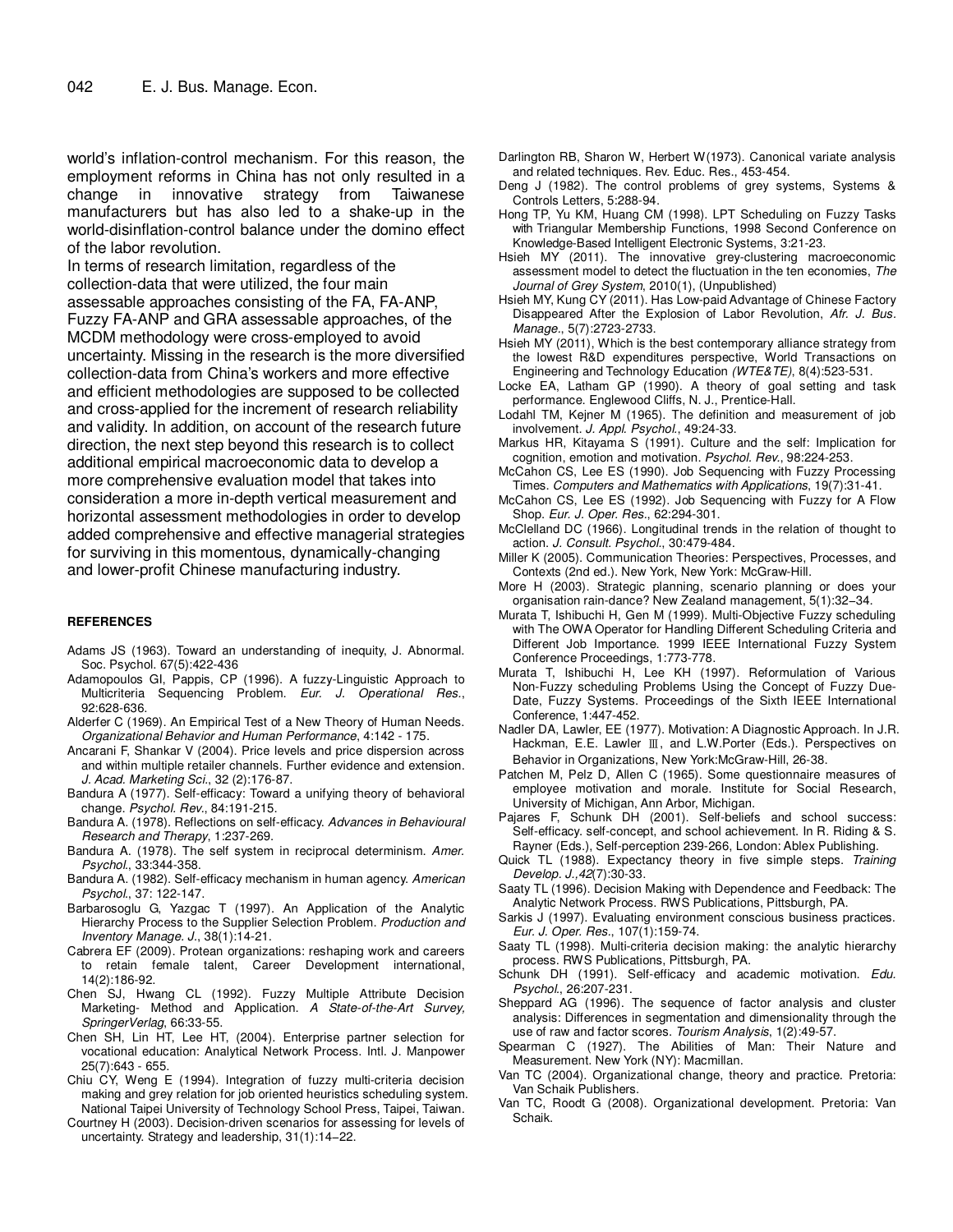world's inflation-control mechanism. For this reason, the employment reforms in China has not only resulted in a change in innovative strategy from Taiwanese manufacturers but has also led to a shake-up in the world-disinflation-control balance under the domino effect of the labor revolution.

In terms of research limitation, regardless of the collection-data that were utilized, the four main assessable approaches consisting of the FA, FA-ANP, Fuzzy FA-ANP and GRA assessable approaches, of the MCDM methodology were cross-employed to avoid uncertainty. Missing in the research is the more diversified collection-data from China's workers and more effective and efficient methodologies are supposed to be collected and cross-applied for the increment of research reliability and validity. In addition, on account of the research future direction, the next step beyond this research is to collect additional empirical macroeconomic data to develop a more comprehensive evaluation model that takes into consideration a more in-depth vertical measurement and horizontal assessment methodologies in order to develop added comprehensive and effective managerial strategies for surviving in this momentous, dynamically-changing and lower-profit Chinese manufacturing industry.

## REFERENCES

Adams JS (1963). Toward an understanding of inequity, J. Abnormal. Soc. Psychol. 67(5):422-436

Adamopoulos GI, Pappis, CP (1996). A fuzzy-Linguistic Approach to Multicriteria Sequencing Problem. *Eur. J. Operational Res.*, 92:628-636.

Alderfer C (1969). An Empirical Test of a New Theory of Human Needs. *Organizational Behavior and Human Performance*, 4:142 - 175.

Ancarani F, Shankar V (2004). Price levels and price dispersion across and within multiple retailer channels. Further evidence and extension. *J. Acad. Marketing Sci.*, 32 (2):176-87.

Bandura A (1977). Self-efficacy: Toward a unifying theory of behavioral change. *Psychol. Rev.*, 84:191-215.

Bandura A. (1978). Reflections on self-efficacy. *Advances in Behavioural Research and Therapy*, 1:237-269.

Bandura A. (1978). The self system in reciprocal determinism. *Amer. Psychol.*, 33:344-358.

Bandura A. (1982). Self-efficacy mechanism in human agency. *American Psychol.*, 37: 122-147.

Barbarosoglu G, Yazgac T (1997). An Application of the Analytic Hierarchy Process to the Supplier Selection Problem. *Production and Inventory Manage. J.*, 38(1):14-21.

Cabrera EF (2009). Protean organizations: reshaping work and careers to retain female talent, Career Development international, 14(2):186-92.

Chen SJ, Hwang CL (1992). Fuzzy Multiple Attribute Decision Marketing- Method and Application. *A State-of-the-Art Survey, SpringerVerlag*, 66:33-55.

Chen SH, Lin HT, Lee HT, (2004). Enterprise partner selection for vocational education: Analytical Network Process. Intl. J. Manpower 25(7):643 - 655.

Chiu CY, Weng E (1994). Integration of fuzzy multi-criteria decision making and grey relation for job oriented heuristics scheduling system. National Taipei University of Technology School Press, Taipei, Taiwan.

Courtney H (2003). Decision-driven scenarios for assessing for levels of uncertainty. Strategy and leadership, 31(1):14–22.

Darlington RB, Sharon W, Herbert W(1973). Canonical variate analysis and related techniques. Rev. Educ. Res., 453-454.

Deng J (1982). The control problems of grey systems, Systems & Controls Letters, 5:288-94.

Hong TP, Yu KM, Huang CM (1998). LPT Scheduling on Fuzzy Tasks with Triangular Membership Functions, 1998 Second Conference on Knowledge-Based Intelligent Electronic Systems, 3:21-23.

Hsieh MY (2011). The innovative grey-clustering macroeconomic assessment model to detect the fluctuation in the ten economies, *The Journal of Grey System*, 2010(1), (Unpublished)

Hsieh MY, Kung CY (2011). Has Low-paid Advantage of Chinese Factory Disappeared After the Explosion of Labor Revolution, *Afr. J. Bus. Manage.*, 5(7):2723-2733.

Hsieh MY (2011), Which is the best contemporary alliance strategy from the lowest R&D expenditures perspective, World Transactions on Engineering and Technology Education *(WTE&TE)*, 8(4):523-531.

Locke EA, Latham GP (1990). A theory of goal setting and task performance. Englewood Cliffs, N. J., Prentice-Hall.

Lodahl TM, Kejner M (1965). The definition and measurement of job involvement. *J. Appl. Psychol.*, 49:24-33.

Markus HR, Kitayama S (1991). Culture and the self: Implication for cognition, emotion and motivation. *Psychol. Rev.*, 98:224-253.

McCahon CS, Lee ES (1990). Job Sequencing with Fuzzy Processing Times. *Computers and Mathematics with Applications*, 19(7):31-41.

McCahon CS, Lee ES (1992). Job Sequencing with Fuzzy for A Flow Shop. *Eur. J. Oper. Res.*, 62:294-301.

McClelland DC (1966). Longitudinal trends in the relation of thought to action. *J. Consult. Psychol.*, 30:479-484.

Miller K (2005). Communication Theories: Perspectives, Processes, and Contexts (2nd ed.). New York, New York: McGraw-Hill.

More H (2003). Strategic planning, scenario planning or does your organisation rain-dance? New Zealand management, 5(1):32–34.

Murata T, Ishibuchi H, Gen M (1999). Multi-Objective Fuzzy scheduling with The OWA Operator for Handling Different Scheduling Criteria and Different Job Importance. 1999 IEEE International Fuzzy System Conference Proceedings, 1:773-778.

Murata T, Ishibuchi H, Lee KH (1997). Reformulation of Various Non-Fuzzy scheduling Problems Using the Concept of Fuzzy Due-Date, Fuzzy Systems. Proceedings of the Sixth IEEE International Conference, 1:447-452.

Nadler DA, Lawler, EE (1977). Motivation: A Diagnostic Approach. In J.R. Hackman, E.E. Lawler Ⅲ, and L.W.Porter (Eds.). Perspectives on Behavior in Organizations, New York:McGraw-Hill, 26-38.

Patchen M, Pelz D, Allen C (1965). Some questionnaire measures of employee motivation and morale. Institute for Social Research, University of Michigan, Ann Arbor, Michigan.

Pajares F, Schunk DH (2001). Self-beliefs and school success: Self-efficacy. self-concept, and school achievement. In R. Riding & S. Rayner (Eds.), Self-perception 239-266, London: Ablex Publishing.

Quick TL (1988). Expectancy theory in five simple steps. *Training Develop. J.,42*(7):30-33.

Saaty TL (1996). Decision Making with Dependence and Feedback: The Analytic Network Process. RWS Publications, Pittsburgh, PA.

Sarkis J (1997). Evaluating environment conscious business practices. *Eur. J. Oper. Res.*, 107(1):159-74.

Saaty TL (1998). Multi-criteria decision making: the analytic hierarchy process. RWS Publications, Pittsburgh, PA.

Schunk DH (1991). Self-efficacy and academic motivation. *Edu. Psychol.*, 26:207-231.

Sheppard AG (1996). The sequence of factor analysis and cluster analysis: Differences in segmentation and dimensionality through the use of raw and factor scores. *Tourism Analysis*, 1(2):49-57.

Spearman C (1927). The Abilities of Man: Their Nature and Measurement. New York (NY): Macmillan.

Van TC (2004). Organizational change, theory and practice. Pretoria: Van Schaik Publishers.

Van TC, Roodt G (2008). Organizational development. Pretoria: Van Schaik.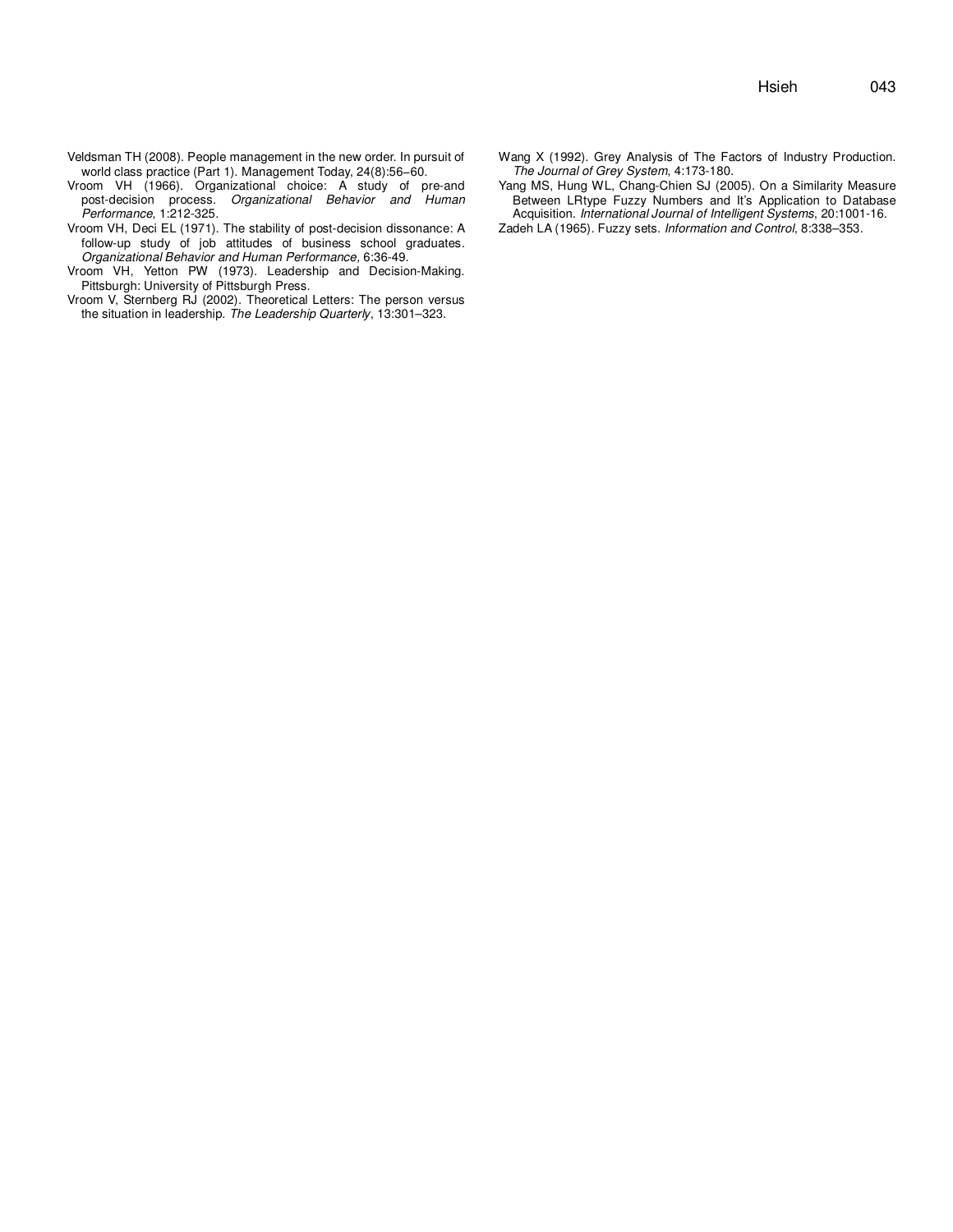Veldsman TH (2008). People management in the new order. In pursuit of world class practice (Part 1). Management Today, 24(8):56−60.

Vroom VH (1966). Organizational choice: A study of pre-and post-decision process. *Organizational Behavior and Human Performance*, 1:212-325.

Vroom VH, Deci EL (1971). The stability of post-decision dissonance: A follow-up study of job attitudes of business school graduates. *Organizational Behavior and Human Performance,* 6:36-49.

Vroom VH, Yetton PW (1973). Leadership and Decision-Making. Pittsburgh: University of Pittsburgh Press.

Vroom V, Sternberg RJ (2002). Theoretical Letters: The person versus the situation in leadership. *The Leadership Quarterly*, 13:301–323.

Wang X (1992). Grey Analysis of The Factors of Industry Production. *The Journal of Grey System*, 4:173-180.

Yang MS, Hung WL, Chang-Chien SJ (2005). On a Similarity Measure Between LRtype Fuzzy Numbers and It's Application to Database Acquisition. *International Journal of Intelligent Systems*, 20:1001-16.

Zadeh LA (1965). Fuzzy sets. *Information and Control*, 8:338–353.